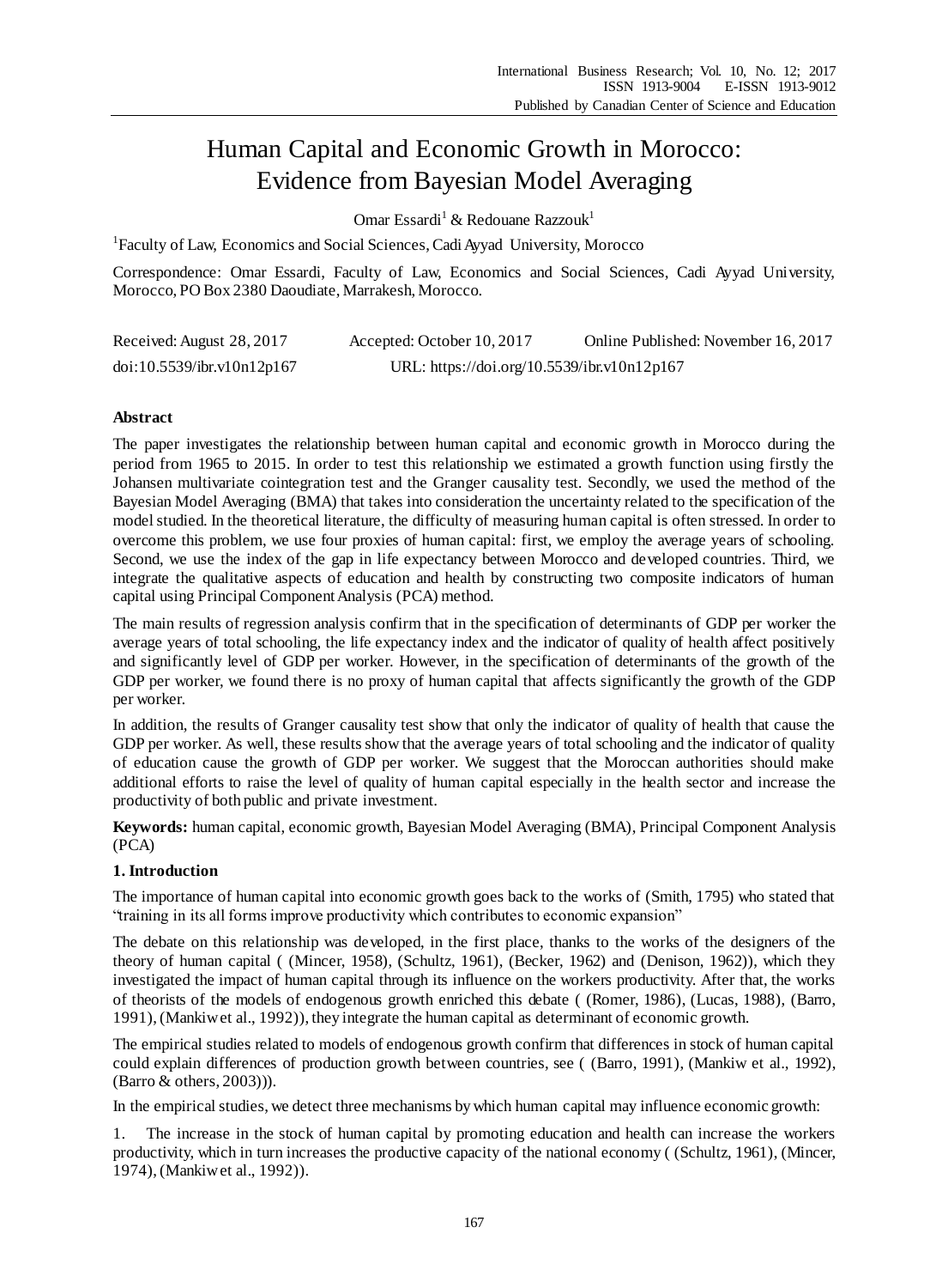# Human Capital and Economic Growth in Morocco: Evidence from Bayesian Model Averaging

Omar Essardi[1] & Redouane Razzouk[1]

[1]Faculty of Law, Economics and Social Sciences, Cadi Ayyad University, Morocco

Correspondence: Omar Essardi, Faculty of Law, Economics and Social Sciences, Cadi Ayyad University, Morocco, PO Box 2380 Daoudiate, Marrakesh, Morocco.

Received: August 28, 2017 Accepted: October 10, 2017 Online Published: November 16, 2017

doi:10.5539/ibr.v10n12p167 URL: https://doi.org/10.5539/ibr.v10n12p167

## Abstract

The paper investigates the relationship between human capital and economic growth in Morocco during the period from 1965 to 2015. In order to test this relationship we estimated a growth function using firstly the Johansen multivariate cointegration test and the Granger causality test. Secondly, we used the method of the Bayesian Model Averaging (BMA) that takes into consideration the uncertainty related to the specification of the model studied. In the theoretical literature, the difficulty of measuring human capital is often stressed. In order to overcome this problem, we use four proxies of human capital: first, we employ the average years of schooling. Second, we use the index of the gap in life expectancy between Morocco and developed countries. Third, we integrate the qualitative aspects of education and health by constructing two composite indicators of human capital using Principal Component Analysis (PCA) method.

The main results of regression analysis confirm that in the specification of determinants of GDP per worker the average years of total schooling, the life expectancy index and the indicator of quality of health affect positively and significantly level of GDP per worker. However, in the specification of determinants of the growth of the GDP per worker, we found there is no proxy of human capital that affects significantly the growth of the GDP per worker.

In addition, the results of Granger causality test show that only the indicator of quality of health that cause the GDP per worker. As well, these results show that the average years of total schooling and the indicator of quality of education cause the growth of GDP per worker. We suggest that the Moroccan authorities should make additional efforts to raise the level of quality of human capital especially in the health sector and increase the productivity of both public and private investment.

**Keywords:** human capital, economic growth, Bayesian Model Averaging (BMA), Principal Component Analysis (PCA)

## 1. Introduction

The importance of human capital into economic growth goes back to the works of (Smith, 1795) who stated that "training in its all forms improve productivity which contributes to economic expansion"

The debate on this relationship was developed, in the first place, thanks to the works of the designers of the theory of human capital ( (Mincer, 1958), (Schultz, 1961), (Becker, 1962) and (Denison, 1962)), which they investigated the impact of human capital through its influence on the workers productivity. After that, the works of theorists of the models of endogenous growth enriched this debate ( (Romer, 1986), (Lucas, 1988), (Barro, 1991), (Mankiw et al., 1992)), they integrate the human capital as determinant of economic growth.

The empirical studies related to models of endogenous growth confirm that differences in stock of human capital could explain differences of production growth between countries, see ( (Barro, 1991), (Mankiw et al., 1992), (Barro & others, 2003))).

In the empirical studies, we detect three mechanisms by which human capital may influence economic growth:

1. The increase in the stock of human capital by promoting education and health can increase the workers productivity, which in turn increases the productive capacity of the national economy ( (Schultz, 1961), (Mincer, 1974), (Mankiw et al., 1992)).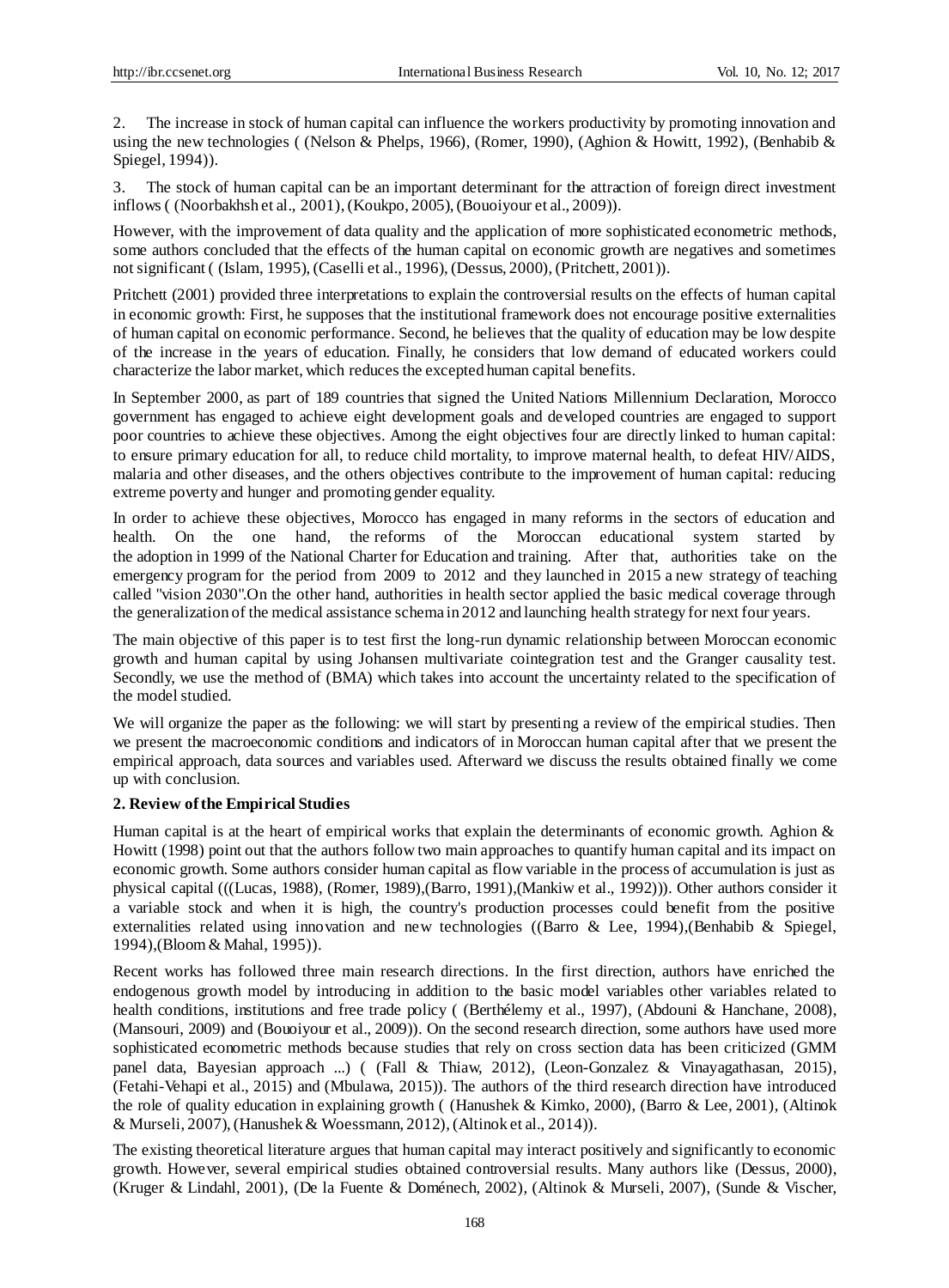2. The increase in stock of human capital can influence the workers productivity by promoting innovation and using the new technologies ( (Nelson & Phelps, 1966), (Romer, 1990), (Aghion & Howitt, 1992), (Benhabib & Spiegel, 1994)).

3. The stock of human capital can be an important determinant for the attraction of foreign direct investment inflows ( (Noorbakhsh et al., 2001), (Koukpo, 2005), (Bouoiyour et al., 2009)).

However, with the improvement of data quality and the application of more sophisticated econometric methods, some authors concluded that the effects of the human capital on economic growth are negatives and sometimes not significant ( (Islam, 1995), (Caselli et al., 1996), (Dessus, 2000), (Pritchett, 2001)).

Pritchett (2001) provided three interpretations to explain the controversial results on the effects of human capital in economic growth: First, he supposes that the institutional framework does not encourage positive externalities of human capital on economic performance. Second, he believes that the quality of education may be low despite of the increase in the years of education. Finally, he considers that low demand of educated workers could characterize the labor market, which reduces the excepted human capital benefits.

In September 2000, as part of 189 countries that signed the United Nations Millennium Declaration, Morocco government has engaged to achieve eight development goals and developed countries are engaged to support poor countries to achieve these objectives. Among the eight objectives four are directly linked to human capital: to ensure primary education for all, to reduce child mortality, to improve maternal health, to defeat HIV/AIDS, malaria and other diseases, and the others objectives contribute to the improvement of human capital: reducing extreme poverty and hunger and promoting gender equality.

In order to achieve these objectives, Morocco has engaged in many reforms in the sectors of education and health. On the one hand, the reforms of the Moroccan educational system started by the adoption in 1999 of the National Charter for Education and training. After that, authorities take on the emergency program for the period from 2009 to 2012 and they launched in 2015 a new strategy of teaching called "vision 2030".On the other hand, authorities in health sector applied the basic medical coverage through the generalization of the medical assistance schema in 2012 and launching health strategy for next four years.

The main objective of this paper is to test first the long-run dynamic relationship between Moroccan economic growth and human capital by using Johansen multivariate cointegration test and the Granger causality test. Secondly, we use the method of (BMA) which takes into account the uncertainty related to the specification of the model studied.

We will organize the paper as the following: we will start by presenting a review of the empirical studies. Then we present the macroeconomic conditions and indicators of in Moroccan human capital after that we present the empirical approach, data sources and variables used. Afterward we discuss the results obtained finally we come up with conclusion.

## 2. Review of the Empirical Studies

Human capital is at the heart of empirical works that explain the determinants of economic growth. Aghion & Howitt (1998) point out that the authors follow two main approaches to quantify human capital and its impact on economic growth. Some authors consider human capital as flow variable in the process of accumulation is just as physical capital (((Lucas, 1988), (Romer, 1989),(Barro, 1991),(Mankiw et al., 1992))). Other authors consider it a variable stock and when it is high, the country's production processes could benefit from the positive externalities related using innovation and new technologies ((Barro & Lee, 1994),(Benhabib & Spiegel, 1994),(Bloom & Mahal, 1995)).

Recent works has followed three main research directions. In the first direction, authors have enriched the endogenous growth model by introducing in addition to the basic model variables other variables related to health conditions, institutions and free trade policy ( (Berthélemy et al., 1997), (Abdouni & Hanchane, 2008), (Mansouri, 2009) and (Bouoiyour et al., 2009)). On the second research direction, some authors have used more sophisticated econometric methods because studies that rely on cross section data has been criticized (GMM panel data, Bayesian approach ...) ( (Fall & Thiaw, 2012), (Leon-Gonzalez & Vinayagathasan, 2015), (Fetahi-Vehapi et al., 2015) and (Mbulawa, 2015)). The authors of the third research direction have introduced the role of quality education in explaining growth ( (Hanushek & Kimko, 2000), (Barro & Lee, 2001), (Altinok & Murseli, 2007), (Hanushek & Woessmann, 2012), (Altinok et al., 2014)).

The existing theoretical literature argues that human capital may interact positively and significantly to economic growth. However, several empirical studies obtained controversial results. Many authors like (Dessus, 2000), (Kruger & Lindahl, 2001), (De la Fuente & Doménech, 2002), (Altinok & Murseli, 2007), (Sunde & Vischer,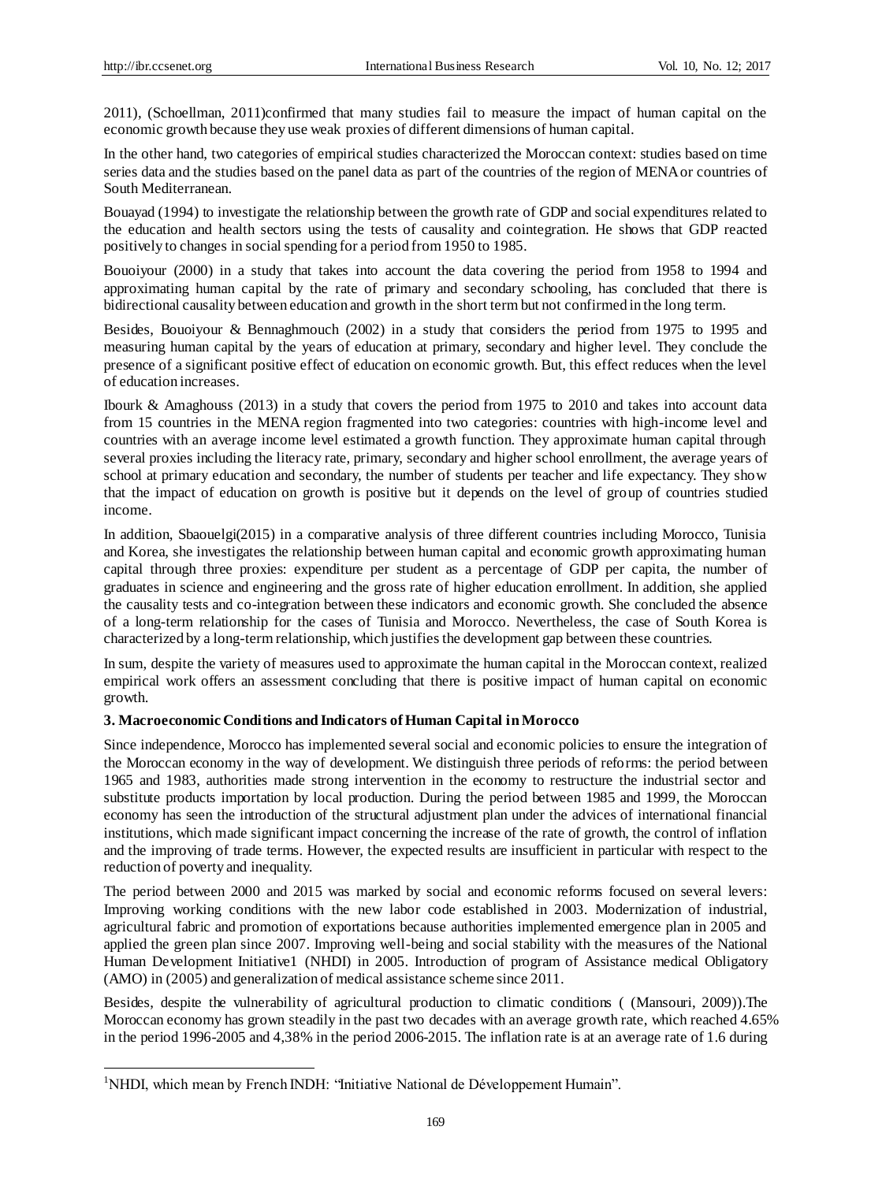2011), (Schoellman, 2011)confirmed that many studies fail to measure the impact of human capital on the economic growth because they use weak proxies of different dimensions of human capital.

In the other hand, two categories of empirical studies characterized the Moroccan context: studies based on time series data and the studies based on the panel data as part of the countries of the region of MENA or countries of South Mediterranean.

Bouayad (1994) to investigate the relationship between the growth rate of GDP and social expenditures related to the education and health sectors using the tests of causality and cointegration. He shows that GDP reacted positively to changes in social spending for a period from 1950 to 1985.

Bouoiyour (2000) in a study that takes into account the data covering the period from 1958 to 1994 and approximating human capital by the rate of primary and secondary schooling, has concluded that there is bidirectional causality between education and growth in the short term but not confirmed in the long term.

Besides, Bouoiyour & Bennaghmouch (2002) in a study that considers the period from 1975 to 1995 and measuring human capital by the years of education at primary, secondary and higher level. They conclude the presence of a significant positive effect of education on economic growth. But, this effect reduces when the level of education increases.

Ibourk & Amaghouss (2013) in a study that covers the period from 1975 to 2010 and takes into account data from 15 countries in the MENA region fragmented into two categories: countries with high-income level and countries with an average income level estimated a growth function. They approximate human capital through several proxies including the literacy rate, primary, secondary and higher school enrollment, the average years of school at primary education and secondary, the number of students per teacher and life expectancy. They show that the impact of education on growth is positive but it depends on the level of group of countries studied income.

In addition, Sbaouelgi(2015) in a comparative analysis of three different countries including Morocco, Tunisia and Korea, she investigates the relationship between human capital and economic growth approximating human capital through three proxies: expenditure per student as a percentage of GDP per capita, the number of graduates in science and engineering and the gross rate of higher education enrollment. In addition, she applied the causality tests and co-integration between these indicators and economic growth. She concluded the absence of a long-term relationship for the cases of Tunisia and Morocco. Nevertheless, the case of South Korea is characterized by a long-term relationship, which justifies the development gap between these countries.

In sum, despite the variety of measures used to approximate the human capital in the Moroccan context, realized empirical work offers an assessment concluding that there is positive impact of human capital on economic growth.

## 3. Macroeconomic Conditions and Indicators of Human Capital in Morocco

Since independence, Morocco has implemented several social and economic policies to ensure the integration of the Moroccan economy in the way of development. We distinguish three periods of reforms: the period between 1965 and 1983, authorities made strong intervention in the economy to restructure the industrial sector and substitute products importation by local production. During the period between 1985 and 1999, the Moroccan economy has seen the introduction of the structural adjustment plan under the advices of international financial institutions, which made significant impact concerning the increase of the rate of growth, the control of inflation and the improving of trade terms. However, the expected results are insufficient in particular with respect to the reduction of poverty and inequality.

The period between 2000 and 2015 was marked by social and economic reforms focused on several levers: Improving working conditions with the new labor code established in 2003. Modernization of industrial, agricultural fabric and promotion of exportations because authorities implemented emergence plan in 2005 and applied the green plan since 2007. Improving well-being and social stability with the measures of the National Human Development Initiative[1] (NHDI) in 2005. Introduction of program of Assistance medical Obligatory (AMO) in (2005) and generalization of medical assistance scheme since 2011.

Besides, despite the vulnerability of agricultural production to climatic conditions ( (Mansouri, 2009)).The Moroccan economy has grown steadily in the past two decades with an average growth rate, which reached 4.65% in the period 1996-2005 and 4,38% in the period 2006-2015. The inflation rate is at an average rate of 1.6 during

---

[1] NHDI, which mean by French INDH: "Initiative National de Développement Humain".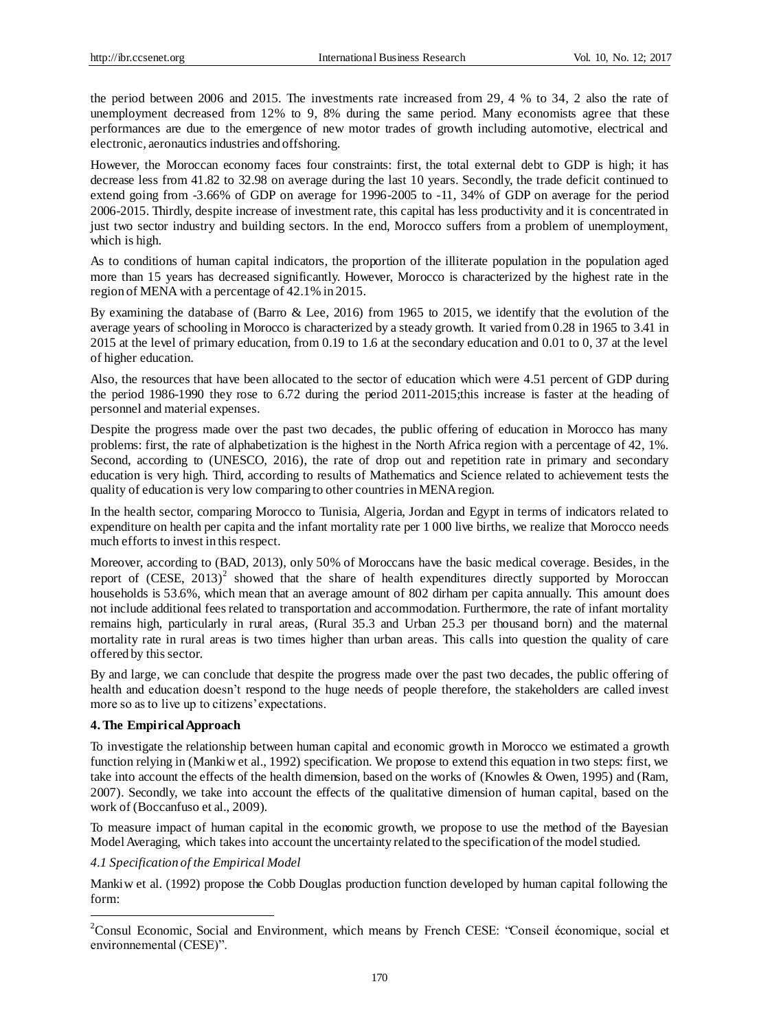the period between 2006 and 2015. The investments rate increased from 29, 4 % to 34, 2 also the rate of unemployment decreased from 12% to 9, 8% during the same period. Many economists agree that these performances are due to the emergence of new motor trades of growth including automotive, electrical and electronic, aeronautics industries and offshoring.

However, the Moroccan economy faces four constraints: first, the total external debt to GDP is high; it has decrease less from 41.82 to 32.98 on average during the last 10 years. Secondly, the trade deficit continued to extend going from -3.66% of GDP on average for 1996-2005 to -11, 34% of GDP on average for the period 2006-2015. Thirdly, despite increase of investment rate, this capital has less productivity and it is concentrated in just two sector industry and building sectors. In the end, Morocco suffers from a problem of unemployment, which is high.

As to conditions of human capital indicators, the proportion of the illiterate population in the population aged more than 15 years has decreased significantly. However, Morocco is characterized by the highest rate in the region of MENA with a percentage of 42.1% in 2015.

By examining the database of (Barro & Lee, 2016) from 1965 to 2015, we identify that the evolution of the average years of schooling in Morocco is characterized by a steady growth. It varied from 0.28 in 1965 to 3.41 in 2015 at the level of primary education, from 0.19 to 1.6 at the secondary education and 0.01 to 0, 37 at the level of higher education.

Also, the resources that have been allocated to the sector of education which were 4.51 percent of GDP during the period 1986-1990 they rose to 6.72 during the period 2011-2015;this increase is faster at the heading of personnel and material expenses.

Despite the progress made over the past two decades, the public offering of education in Morocco has many problems: first, the rate of alphabetization is the highest in the North Africa region with a percentage of 42, 1%. Second, according to (UNESCO, 2016), the rate of drop out and repetition rate in primary and secondary education is very high. Third, according to results of Mathematics and Science related to achievement tests the quality of education is very low comparing to other countries in MENA region.

In the health sector, comparing Morocco to Tunisia, Algeria, Jordan and Egypt in terms of indicators related to expenditure on health per capita and the infant mortality rate per 1 000 live births, we realize that Morocco needs much efforts to invest in this respect.

Moreover, according to (BAD, 2013), only 50% of Moroccans have the basic medical coverage. Besides, in the report of (CESE, 2013)[2] showed that the share of health expenditures directly supported by Moroccan households is 53.6%, which mean that an average amount of 802 dirham per capita annually. This amount does not include additional fees related to transportation and accommodation. Furthermore, the rate of infant mortality remains high, particularly in rural areas, (Rural 35.3 and Urban 25.3 per thousand born) and the maternal mortality rate in rural areas is two times higher than urban areas. This calls into question the quality of care offered by this sector.

By and large, we can conclude that despite the progress made over the past two decades, the public offering of health and education doesn't respond to the huge needs of people therefore, the stakeholders are called invest more so as to live up to citizens' expectations.

## 4. The Empirical Approach

To investigate the relationship between human capital and economic growth in Morocco we estimated a growth function relying in (Mankiw et al., 1992) specification. We propose to extend this equation in two steps: first, we take into account the effects of the health dimension, based on the works of (Knowles & Owen, 1995) and (Ram, 2007). Secondly, we take into account the effects of the qualitative dimension of human capital, based on the work of (Boccanfuso et al., 2009).

To measure impact of human capital in the economic growth, we propose to use the method of the Bayesian Model Averaging, which takes into account the uncertainty related to the specification of the model studied.

### *4.1 Specification of the Empirical Model*

Mankiw et al. (1992) propose the Cobb Douglas production function developed by human capital following the form:

---

[2] Consul Economic, Social and Environment, which means by French CESE: "Conseil économique, social et environnemental (CESE)".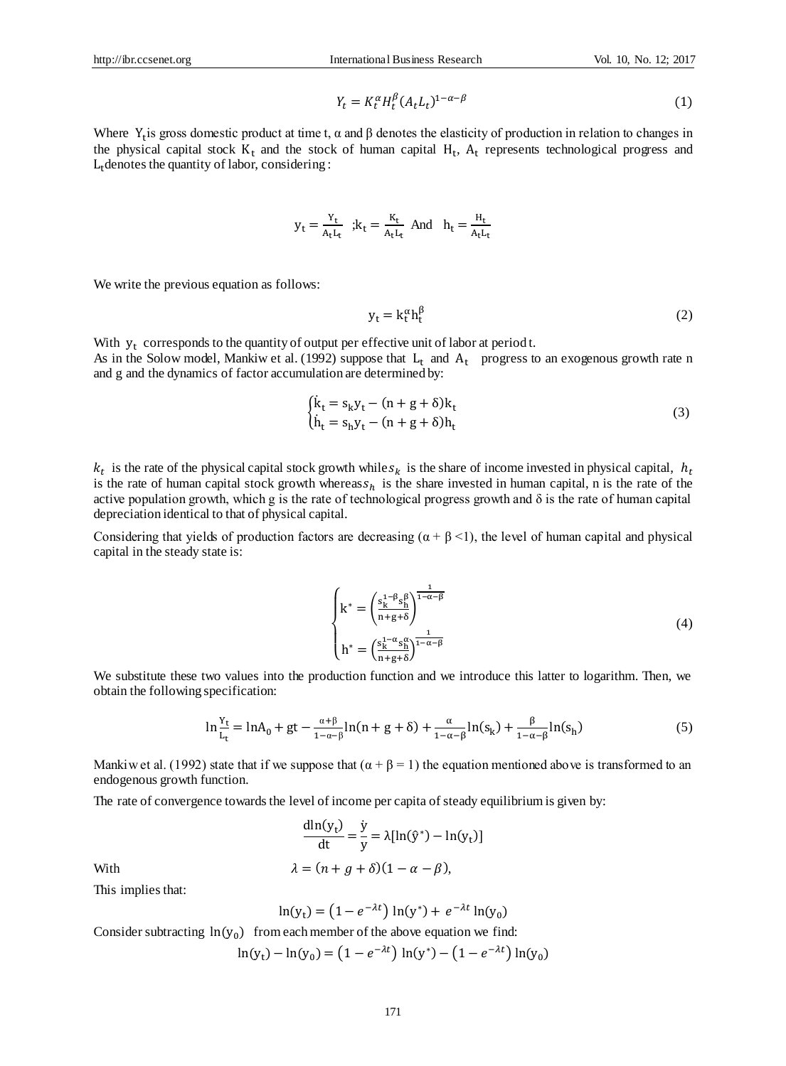$$Y_t = K_t^{\alpha} H_t^{\beta} (A_t L_t)^{1-\alpha-\beta} \tag{1}$$

Where $Y_t$ is gross domestic product at time t, α and β denotes the elasticity of production in relation to changes in the physical capital stock $K_t$ and the stock of human capital $H_t$, $A_t$ represents technological progress and $L_t$ denotes the quantity of labor, considering :

$$y_t = \frac{Y_t}{A_t L_t} \ ; k_t = \frac{K_t}{A_t L_t} \ \text{And} \ \ h_t = \frac{H_t}{A_t L_t}$$

We write the previous equation as follows:

$$y_t = k_t^{\alpha} h_t^{\beta} \tag{2}$$

With $y_t$ corresponds to the quantity of output per effective unit of labor at period t.

As in the Solow model, Mankiw et al. (1992) suppose that $L_t$ and $A_t$ progress to an exogenous growth rate n and g and the dynamics of factor accumulation are determined by:

$$\begin{cases} \dot{k}_t = s_k y_t - (n+g+\delta) k_t \\ \dot{h}_t = s_h y_t - (n+g+\delta) h_t \end{cases} \tag{3}$$

$k_t$ is the rate of the physical capital stock growth while $s_k$ is the share of income invested in physical capital, $h_t$ is the rate of human capital stock growth whereas $s_h$ is the share invested in human capital, n is the rate of the active population growth, which g is the rate of technological progress growth and δ is the rate of human capital depreciation identical to that of physical capital.

Considering that yields of production factors are decreasing (α + β <1), the level of human capital and physical capital in the steady state is:

$$\begin{cases} k^* = \left(\dfrac{s_k^{1-\beta} s_h^{\beta}}{n+g+\delta}\right)^{\frac{1}{1-\alpha-\beta}} \\ h^* = \left(\dfrac{s_k^{1-\alpha} s_h^{\alpha}}{n+g+\delta}\right)^{\frac{1}{1-\alpha-\beta}} \end{cases} \tag{4}$$

We substitute these two values into the production function and we introduce this latter to logarithm. Then, we obtain the following specification:

$$\ln\frac{Y_t}{L_t} = \ln A_0 + gt - \frac{\alpha+\beta}{1-\alpha-\beta}\ln(n+g+\delta) + \frac{\alpha}{1-\alpha-\beta}\ln(s_k) + \frac{\beta}{1-\alpha-\beta}\ln(s_h) \tag{5}$$

Mankiw et al. (1992) state that if we suppose that (α + β = 1) the equation mentioned above is transformed to an endogenous growth function.

The rate of convergence towards the level of income per capita of steady equilibrium is given by:

$$\frac{d\ln(y_t)}{dt} = \frac{\dot{y}}{y} = \lambda[\ln(\hat{y}^*) - \ln(y_t)]$$

With $$\lambda = (n+g+\delta)(1-\alpha-\beta),$$

This implies that:

$$\ln(y_t) = \left(1 - e^{-\lambda t}\right)\ln(y^*) + e^{-\lambda t}\ln(y_0)$$

Consider subtracting $\ln(y_0)$ from each member of the above equation we find:

$$\ln(y_t) - \ln(y_0) = \left(1 - e^{-\lambda t}\right)\ln(y^*) - \left(1 - e^{-\lambda t}\right)\ln(y_0)$$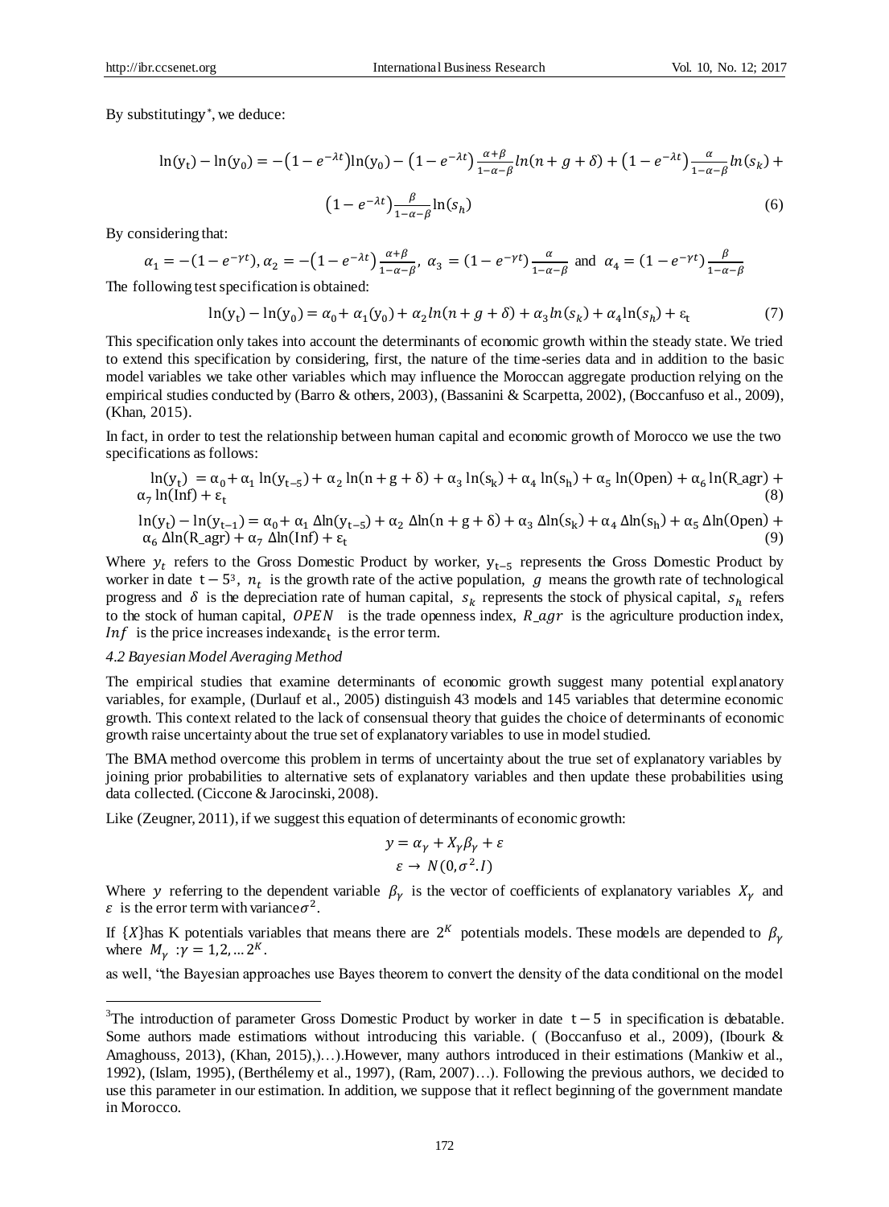By substituting$y^*$, we deduce:

$$\ln(y_t) - \ln(y_0) = -\left(1 - e^{-\lambda t}\right)\ln(y_0) - \left(1 - e^{-\lambda t}\right)\frac{\alpha+\beta}{1-\alpha-\beta}ln(n + g + \delta) + \left(1 - e^{-\lambda t}\right)\frac{\alpha}{1-\alpha-\beta}ln(s_k) + \left(1 - e^{-\lambda t}\right)\frac{\beta}{1-\alpha-\beta}\ln(s_h) \tag{6}$$

By considering that:

$$\alpha_1 = -(1 - e^{-\gamma t}), \alpha_2 = -\left(1 - e^{-\lambda t}\right)\frac{\alpha+\beta}{1-\alpha-\beta},\ \alpha_3 = (1 - e^{-\gamma t})\frac{\alpha}{1-\alpha-\beta} \text{ and } \alpha_4 = (1 - e^{-\gamma t})\frac{\beta}{1-\alpha-\beta}$$

The following test specification is obtained:

$$\ln(y_t) - \ln(y_0) = \alpha_0 + \alpha_1(y_0) + \alpha_2 ln(n + g + \delta) + \alpha_3 ln(s_k) + \alpha_4 \ln(s_h) + \varepsilon_t \tag{7}$$

This specification only takes into account the determinants of economic growth within the steady state. We tried to extend this specification by considering, first, the nature of the time-series data and in addition to the basic model variables we take other variables which may influence the Moroccan aggregate production relying on the empirical studies conducted by (Barro & others, 2003), (Bassanini & Scarpetta, 2002), (Boccanfuso et al., 2009), (Khan, 2015).

In fact, in order to test the relationship between human capital and economic growth of Morocco we use the two specifications as follows:

$$\ln(y_t) = \alpha_0 + \alpha_1 \ln(y_{t-5}) + \alpha_2 \ln(n + g + \delta) + \alpha_3 \ln(s_k) + \alpha_4 \ln(s_h) + \alpha_5 \ln(\text{Open}) + \alpha_6 \ln(\text{R\_agr}) + \alpha_7 \ln(\text{Inf}) + \varepsilon_t \tag{8}$$

$$\ln(y_t) - \ln(y_{t-1}) = \alpha_0 + \alpha_1 \Delta\ln(y_{t-5}) + \alpha_2 \Delta\ln(n + g + \delta) + \alpha_3 \Delta\ln(s_k) + \alpha_4 \Delta\ln(s_h) + \alpha_5 \Delta\ln(\text{Open}) + \alpha_6 \Delta\ln(\text{R\_agr}) + \alpha_7 \Delta\ln(\text{Inf}) + \varepsilon_t \tag{9}$$

Where $y_t$ refers to the Gross Domestic Product by worker, $y_{t-5}$ represents the Gross Domestic Product by worker in date $t - 5$[3], $n_t$ is the growth rate of the active population, $g$ means the growth rate of technological progress and $\delta$ is the depreciation rate of human capital, $s_k$ represents the stock of physical capital, $s_h$ refers to the stock of human capital, $OPEN$ is the trade openness index, $R\_agr$ is the agriculture production index, $Inf$ is the price increases indexand$\varepsilon_t$ is the error term.

#### 4.2 Bayesian Model Averaging Method

The empirical studies that examine determinants of economic growth suggest many potential explanatory variables, for example, (Durlauf et al., 2005) distinguish 43 models and 145 variables that determine economic growth. This context related to the lack of consensual theory that guides the choice of determinants of economic growth raise uncertainty about the true set of explanatory variables to use in model studied.

The BMA method overcome this problem in terms of uncertainty about the true set of explanatory variables by joining prior probabilities to alternative sets of explanatory variables and then update these probabilities using data collected. (Ciccone & Jarocinski, 2008).

Like (Zeugner, 2011), if we suggest this equation of determinants of economic growth:

$$y = \alpha_\gamma + X_\gamma \beta_\gamma + \varepsilon$$
$$\varepsilon \rightarrow N(0, \sigma^2.I)$$

Where $y$ referring to the dependent variable $\beta_\gamma$ is the vector of coefficients of explanatory variables $X_\gamma$ and $\varepsilon$ is the error term with variance$\sigma^2$.

If $\{X\}$has K potentials variables that means there are $2^K$ potentials models. These models are depended to $\beta_\gamma$ where $M_\gamma : \gamma = 1, 2, \ldots 2^K$.

as well, "the Bayesian approaches use Bayes theorem to convert the density of the data conditional on the model

---

[3] The introduction of parameter Gross Domestic Product by worker in date $t - 5$ in specification is debatable. Some authors made estimations without introducing this variable. ( (Boccanfuso et al., 2009), (Ibourk & Amaghouss, 2013), (Khan, 2015),)…).However, many authors introduced in their estimations (Mankiw et al., 1992), (Islam, 1995), (Berthélemy et al., 1997), (Ram, 2007)…). Following the previous authors, we decided to use this parameter in our estimation. In addition, we suppose that it reflect beginning of the government mandate in Morocco.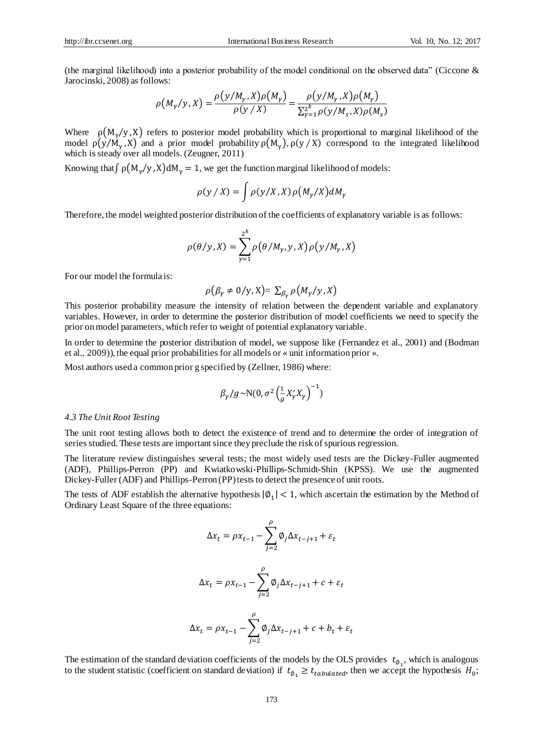(the marginal likelihood) into a posterior probability of the model conditional on the observed data" (Ciccone & Jarocinski, 2008) as follows:

$$\rho(M_\gamma/y,X) = \frac{\rho(y/M_\gamma,X)\rho(M_\gamma)}{\rho(y\,/\,X)} = \frac{\rho(y/M_\gamma,X)\rho(M_\gamma)}{\sum_{\gamma=1}^{2^k}\rho(y/M_s,X)\rho(M_s)}$$

Where $\rho(M_\gamma/y,X)$ refers to posterior model probability which is proportional to marginal likelihood of the model $\rho(y/M_\gamma,X)$ and a prior model probability $\rho(M_\gamma)$, $\rho(y\,/\,X)$ correspond to the integrated likelihood which is steady over all models. (Zeugner, 2011)

Knowing that $\int \rho(M_\gamma/y,X)dM_\gamma = 1$, we get the function marginal likelihood of models:

$$\rho(y\,/\,X) = \int \rho(y/X,X)\,\rho(M_\gamma/X)dM_\gamma$$

Therefore, the model weighted posterior distribution of the coefficients of explanatory variable is as follows:

$$\rho(\theta/y,X) = \sum_{\gamma=1}^{2^k}\rho(\theta/M_\gamma,y,X)\,\rho(y/M_\gamma,X)$$

For our model the formula is:

$$\rho(\beta_\gamma \neq 0/y,X) = \sum_{\beta_\gamma}\rho(M_\gamma/y,X)$$

This posterior probability measure the intensity of relation between the dependent variable and explanatory variables. However, in order to determine the posterior distribution of model coefficients we need to specify the prior on model parameters, which refer to weight of potential explanatory variable.

In order to determine the posterior distribution of model, we suppose like (Fernandez et al., 2001) and (Bodman et al., 2009)), the equal prior probabilities for all models or « unit information prior ».

Most authors used a common prior g specified by (Zellner, 1986) where:

$$\beta_\gamma/g \sim N(0, \sigma^2\left(\tfrac{1}{g}X_\gamma' X_\gamma\right)^{-1})$$

#### *4.3 The Unit Root Testing*

The unit root testing allows both to detect the existence of trend and to determine the order of integration of series studied. These tests are important since they preclude the risk of spurious regression.

The literature review distinguishes several tests; the most widely used tests are the Dickey-Fuller augmented (ADF), Phillips-Perron (PP) and Kwiatkowski-Phillips-Schmidt-Shin (KPSS). We use the augmented Dickey-Fuller (ADF) and Phillips-Perron (PP) tests to detect the presence of unit roots.

The tests of ADF establish the alternative hypothesis $|\emptyset_1| < 1$, which ascertain the estimation by the Method of Ordinary Least Square of the three equations:

$$\Delta x_t = \rho x_{t-1} - \sum_{j=2}^{\rho}\emptyset_j \Delta x_{t-j+1} + \varepsilon_t$$

$$\Delta x_t = \rho x_{t-1} - \sum_{j=2}^{\rho}\emptyset_j \Delta x_{t-j+1} + c + \varepsilon_t$$

$$\Delta x_t = \rho x_{t-1} - \sum_{j=2}^{\rho}\emptyset_j \Delta x_{t-j+1} + c + b_t + \varepsilon_t$$

The estimation of the standard deviation coefficients of the models by the OLS provides $t_{\emptyset_1}$, which is analogous to the student statistic (coefficient on standard deviation) if $t_{\emptyset_1} \geq t_{tabulated}$, then we accept the hypothesis $H_0$;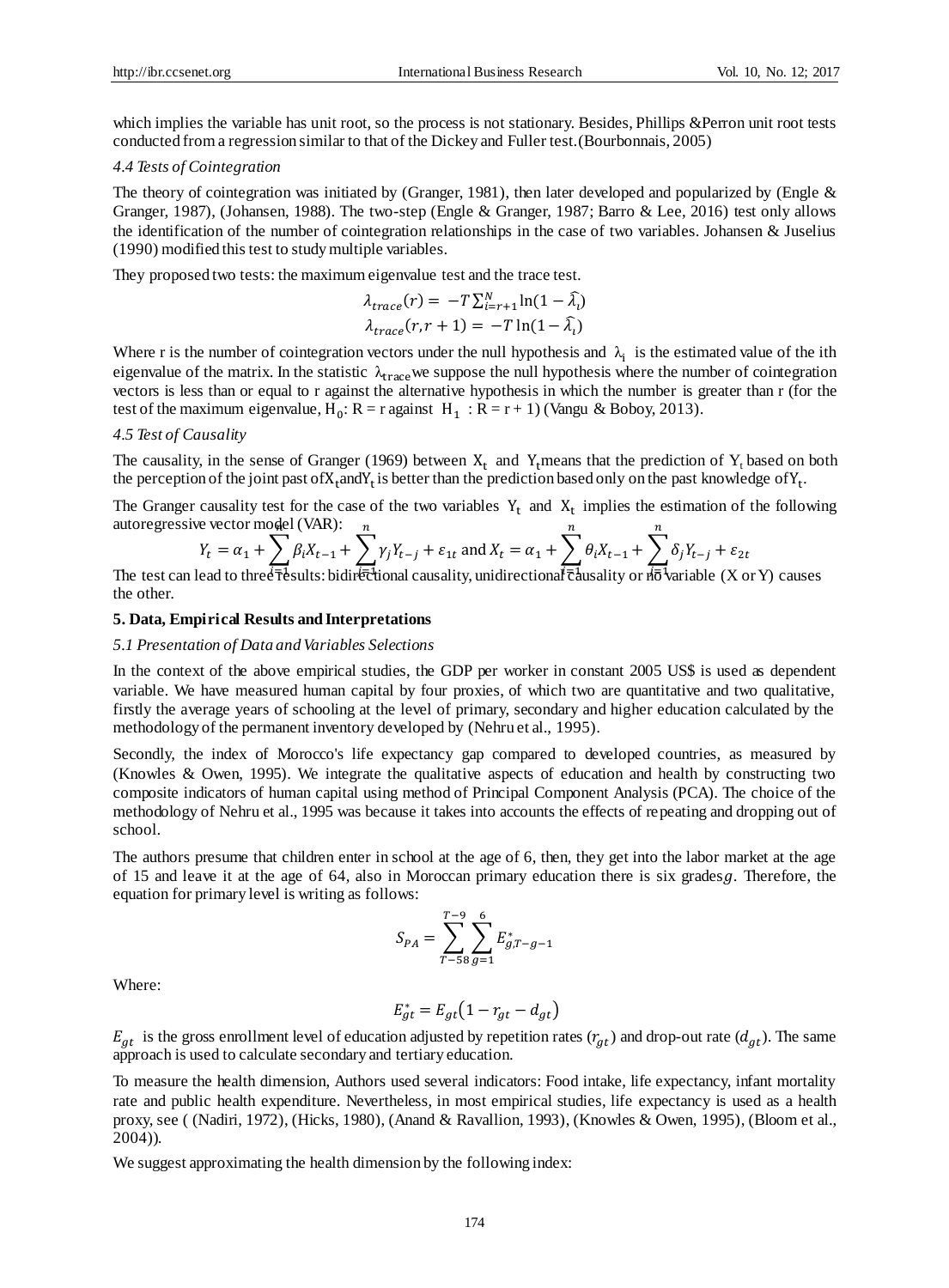which implies the variable has unit root, so the process is not stationary. Besides, Phillips &Perron unit root tests conducted from a regression similar to that of the Dickey and Fuller test.(Bourbonnais, 2005)

*4.4 Tests of Cointegration*

The theory of cointegration was initiated by (Granger, 1981), then later developed and popularized by (Engle & Granger, 1987), (Johansen, 1988). The two-step (Engle & Granger, 1987; Barro & Lee, 2016) test only allows the identification of the number of cointegration relationships in the case of two variables. Johansen & Juselius (1990) modified this test to study multiple variables.

They proposed two tests: the maximum eigenvalue test and the trace test.

$$\lambda_{trace}(r) = -T\sum_{i=r+1}^{N}\ln(1-\widehat{\lambda_i})$$

$$\lambda_{trace}(r, r+1) = -T\ln(1-\widehat{\lambda_i})$$

Where r is the number of cointegration vectors under the null hypothesis and $\lambda_i$ is the estimated value of the ith eigenvalue of the matrix. In the statistic $\lambda_{trace}$ we suppose the null hypothesis where the number of cointegration vectors is less than or equal to r against the alternative hypothesis in which the number is greater than r (for the test of the maximum eigenvalue, $H_0$: R = r against $H_1$ : R = r + 1) (Vangu & Boboy, 2013).

*4.5 Test of Causality*

The causality, in the sense of Granger (1969) between $X_t$ and $Y_t$ means that the prediction of $Y_t$ based on both the perception of the joint past of $X_t$ and $Y_t$ is better than the prediction based only on the past knowledge of $Y_t$.

The Granger causality test for the case of the two variables $Y_t$ and $X_t$ implies the estimation of the following autoregressive vector model (VAR):

$$Y_t = \alpha_1 + \sum_{i=1}^{n}\beta_i X_{t-1} + \sum_{j=1}^{n}\gamma_j Y_{t-j} + \varepsilon_{1t} \text{ and } X_t = \alpha_1 + \sum_{i=1}^{n}\theta_i X_{t-1} + \sum_{j=1}^{n}\delta_j Y_{t-j} + \varepsilon_{2t}$$

The test can lead to three results: bidirectional causality, unidirectional causality or no variable (X or Y) causes the other.

## 5. Data, Empirical Results and Interpretations

*5.1 Presentation of Data and Variables Selections*

In the context of the above empirical studies, the GDP per worker in constant 2005 US$ is used as dependent variable. We have measured human capital by four proxies, of which two are quantitative and two qualitative, firstly the average years of schooling at the level of primary, secondary and higher education calculated by the methodology of the permanent inventory developed by (Nehru et al., 1995).

Secondly, the index of Morocco's life expectancy gap compared to developed countries, as measured by (Knowles & Owen, 1995). We integrate the qualitative aspects of education and health by constructing two composite indicators of human capital using method of Principal Component Analysis (PCA). The choice of the methodology of Nehru et al., 1995 was because it takes into accounts the effects of repeating and dropping out of school.

The authors presume that children enter in school at the age of 6, then, they get into the labor market at the age of 15 and leave it at the age of 64, also in Moroccan primary education there is six grades $g$. Therefore, the equation for primary level is writing as follows:

$$S_{PA} = \sum_{T-58}^{T-9}\sum_{g=1}^{6}E^*_{g,T-g-1}$$

Where:

$$E^*_{gt} = E_{gt}(1 - r_{gt} - d_{gt})$$

$E_{gt}$ is the gross enrollment level of education adjusted by repetition rates ($r_{gt}$) and drop-out rate ($d_{gt}$). The same approach is used to calculate secondary and tertiary education.

To measure the health dimension, Authors used several indicators: Food intake, life expectancy, infant mortality rate and public health expenditure. Nevertheless, in most empirical studies, life expectancy is used as a health proxy, see ( (Nadiri, 1972), (Hicks, 1980), (Anand & Ravallion, 1993), (Knowles & Owen, 1995), (Bloom et al., 2004)).

We suggest approximating the health dimension by the following index: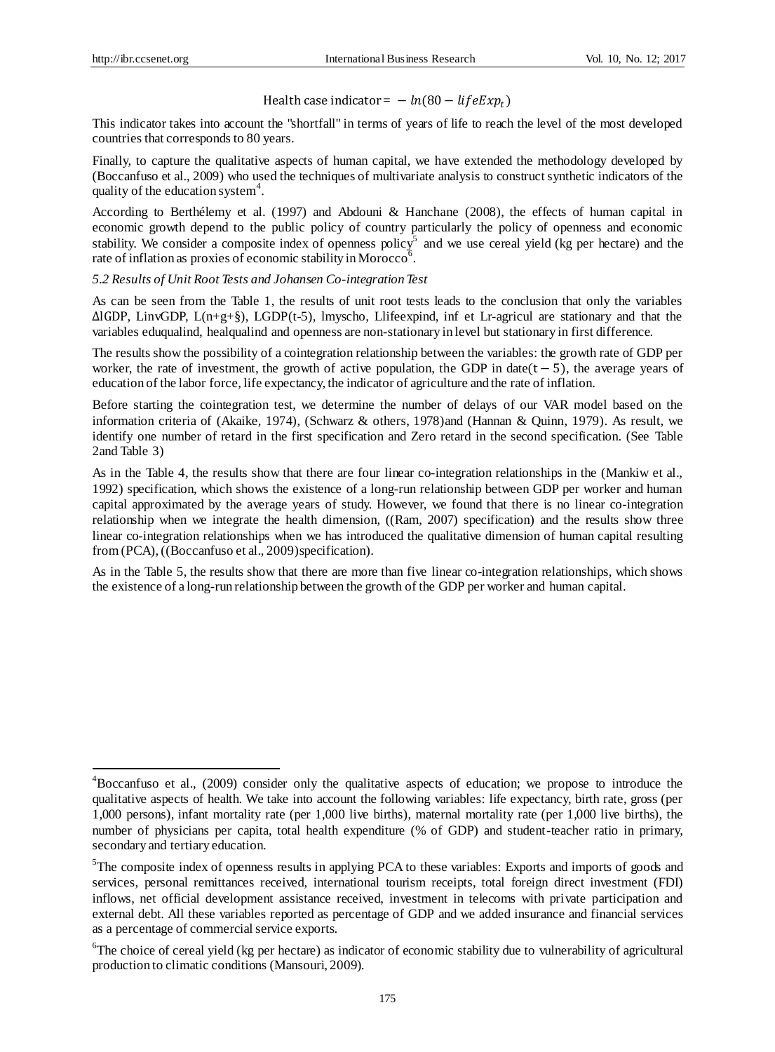$$\text{Health case indicator} = -\ln(80 - lifeExp_t)$$

This indicator takes into account the "shortfall" in terms of years of life to reach the level of the most developed countries that corresponds to 80 years.

Finally, to capture the qualitative aspects of human capital, we have extended the methodology developed by (Boccanfuso et al., 2009) who used the techniques of multivariate analysis to construct synthetic indicators of the quality of the education system[4].

According to Berthélemy et al. (1997) and Abdouni & Hanchane (2008), the effects of human capital in economic growth depend to the public policy of country particularly the policy of openness and economic stability. We consider a composite index of openness policy[5] and we use cereal yield (kg per hectare) and the rate of inflation as proxies of economic stability in Morocco[6].

*5.2 Results of Unit Root Tests and Johansen Co-integration Test*

As can be seen from the Table 1, the results of unit root tests leads to the conclusion that only the variables ΔlGDP, LinvGDP, L(n+g+§), LGDP(t-5), lmyscho, Llifeexpind, inf et Lr-agricul are stationary and that the variables eduqualind, healqualind and openness are non-stationary in level but stationary in first difference.

The results show the possibility of a cointegration relationship between the variables: the growth rate of GDP per worker, the rate of investment, the growth of active population, the GDP in date$(t-5)$, the average years of education of the labor force, life expectancy, the indicator of agriculture and the rate of inflation.

Before starting the cointegration test, we determine the number of delays of our VAR model based on the information criteria of (Akaike, 1974), (Schwarz & others, 1978)and (Hannan & Quinn, 1979). As result, we identify one number of retard in the first specification and Zero retard in the second specification. (See Table 2and Table 3)

As in the Table 4, the results show that there are four linear co-integration relationships in the (Mankiw et al., 1992) specification, which shows the existence of a long-run relationship between GDP per worker and human capital approximated by the average years of study. However, we found that there is no linear co-integration relationship when we integrate the health dimension, ((Ram, 2007) specification) and the results show three linear co-integration relationships when we has introduced the qualitative dimension of human capital resulting from (PCA), ((Boccanfuso et al., 2009)specification).

As in the Table 5, the results show that there are more than five linear co-integration relationships, which shows the existence of a long-run relationship between the growth of the GDP per worker and human capital.

---

[4] Boccanfuso et al., (2009) consider only the qualitative aspects of education; we propose to introduce the qualitative aspects of health. We take into account the following variables: life expectancy, birth rate, gross (per 1,000 persons), infant mortality rate (per 1,000 live births), maternal mortality rate (per 1,000 live births), the number of physicians per capita, total health expenditure (% of GDP) and student-teacher ratio in primary, secondary and tertiary education.

[5] The composite index of openness results in applying PCA to these variables: Exports and imports of goods and services, personal remittances received, international tourism receipts, total foreign direct investment (FDI) inflows, net official development assistance received, investment in telecoms with private participation and external debt. All these variables reported as percentage of GDP and we added insurance and financial services as a percentage of commercial service exports.

[6] The choice of cereal yield (kg per hectare) as indicator of economic stability due to vulnerability of agricultural production to climatic conditions (Mansouri, 2009).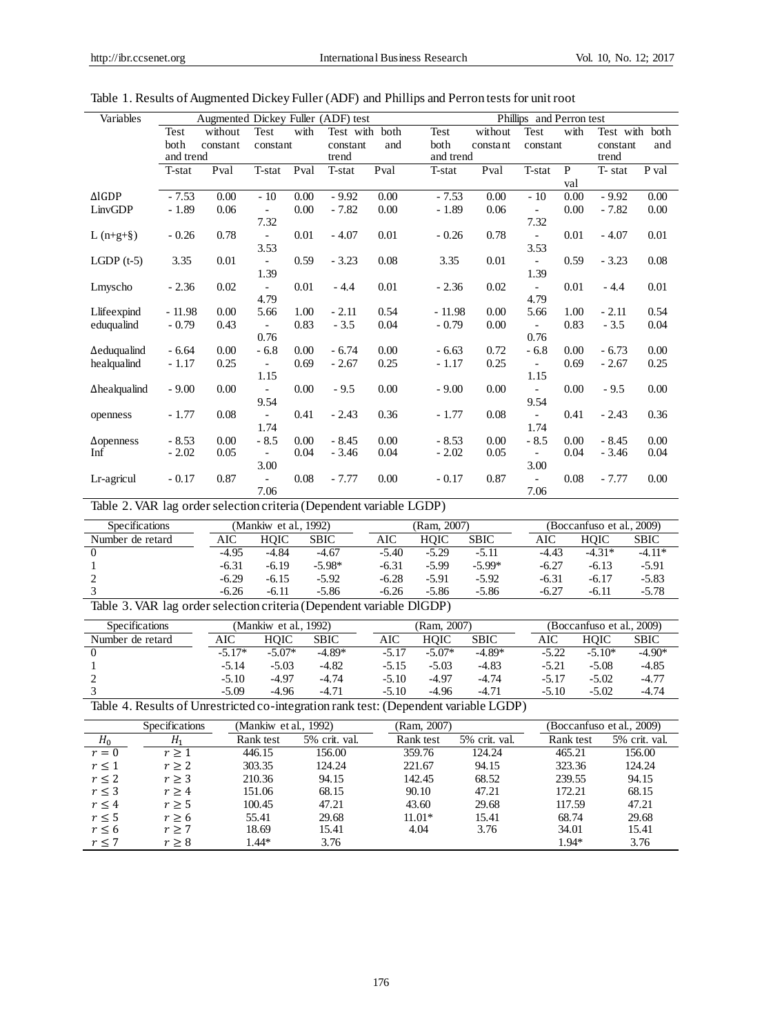Table 1. Results of Augmented Dickey Fuller (ADF) and Phillips and Perron tests for unit root

| Variables | Augmented Dickey Fuller (ADF) test | | | | | | Phillips and Perron test | | | | | |
|---|---|---|---|---|---|---|---|---|---|---|---|---|
| | Test without both constant and trend | | Test with constant | | Test with both constant and trend | | Test without both constant and trend | | Test with constant | | Test with both constant and trend | |
| | T-stat | Pval | T-stat | Pval | T-stat | Pval | T-stat | Pval | T-stat | P val | T- stat | P val |
| ΔlGDP | - 7.53 | 0.00 | - 10 | 0.00 | - 9.92 | 0.00 | - 7.53 | 0.00 | - 10 | 0.00 | - 9.92 | 0.00 |
| LinvGDP | - 1.89 | 0.06 | - 7.32 | 0.00 | - 7.82 | 0.00 | - 1.89 | 0.06 | - 7.32 | 0.00 | - 7.82 | 0.00 |
| L (n+g+§) | - 0.26 | 0.78 | - 3.53 | 0.01 | - 4.07 | 0.01 | - 0.26 | 0.78 | - 3.53 | 0.01 | - 4.07 | 0.01 |
| LGDP (t-5) | 3.35 | 0.01 | - 1.39 | 0.59 | - 3.23 | 0.08 | 3.35 | 0.01 | - 1.39 | 0.59 | - 3.23 | 0.08 |
| Lmyscho | - 2.36 | 0.02 | - 4.79 | 0.01 | - 4.4 | 0.01 | - 2.36 | 0.02 | - 4.79 | 0.01 | - 4.4 | 0.01 |
| Llifeexpind | - 11.98 | 0.00 | 5.66 | 1.00 | - 2.11 | 0.54 | - 11.98 | 0.00 | 5.66 | 1.00 | - 2.11 | 0.54 |
| eduqualind | - 0.79 | 0.43 | - 0.76 | 0.83 | - 3.5 | 0.04 | - 0.79 | 0.00 | - 0.76 | 0.83 | - 3.5 | 0.04 |
| Δeduqualind | - 6.64 | 0.00 | - 6.8 | 0.00 | - 6.74 | 0.00 | - 6.63 | 0.72 | - 6.8 | 0.00 | - 6.73 | 0.00 |
| healqualind | - 1.17 | 0.25 | - 1.15 | 0.69 | - 2.67 | 0.25 | - 1.17 | 0.25 | - 1.15 | 0.69 | - 2.67 | 0.25 |
| Δhealqualind | - 9.00 | 0.00 | - 9.54 | 0.00 | - 9.5 | 0.00 | - 9.00 | 0.00 | - 9.54 | 0.00 | - 9.5 | 0.00 |
| openness | - 1.77 | 0.08 | - 1.74 | 0.41 | - 2.43 | 0.36 | - 1.77 | 0.08 | - 1.74 | 0.41 | - 2.43 | 0.36 |
| Δopenness | - 8.53 | 0.00 | - 8.5 | 0.00 | - 8.45 | 0.00 | - 8.53 | 0.00 | - 8.5 | 0.00 | - 8.45 | 0.00 |
| Inf | - 2.02 | 0.05 | - 3.00 | 0.04 | - 3.46 | 0.04 | - 2.02 | 0.05 | - 3.00 | 0.04 | - 3.46 | 0.04 |
| Lr-agricul | - 0.17 | 0.87 | - 7.06 | 0.08 | - 7.77 | 0.00 | - 0.17 | 0.87 | - 7.06 | 0.08 | - 7.77 | 0.00 |

Table 2. VAR lag order selection criteria (Dependent variable LGDP)

| Specifications | (Mankiw et al., 1992) | | | (Ram, 2007) | | | (Boccanfuso et al., 2009) | | |
|---|---|---|---|---|---|---|---|---|---|
| Number de retard | AIC | HQIC | SBIC | AIC | HQIC | SBIC | AIC | HQIC | SBIC |
| 0 | -4.95 | -4.84 | -4.67 | -5.40 | -5.29 | -5.11 | -4.43 | -4.31* | -4.11* |
| 1 | -6.31 | -6.19 | -5.98* | -6.31 | -5.99 | -5.99* | -6.27 | -6.13 | -5.91 |
| 2 | -6.29 | -6.15 | -5.92 | -6.28 | -5.91 | -5.92 | -6.31 | -6.17 | -5.83 |
| 3 | -6.26 | -6.11 | -5.86 | -6.26 | -5.86 | -5.86 | -6.27 | -6.11 | -5.78 |

Table 3. VAR lag order selection criteria (Dependent variable DlGDP)

| Specifications | (Mankiw et al., 1992) | | | (Ram, 2007) | | | (Boccanfuso et al., 2009) | | |
|---|---|---|---|---|---|---|---|---|---|
| Number de retard | AIC | HQIC | SBIC | AIC | HQIC | SBIC | AIC | HQIC | SBIC |
| 0 | -5.17* | -5.07* | -4.89* | -5.17 | -5.07* | -4.89* | -5.22 | -5.10* | -4.90* |
| 1 | -5.14 | -5.03 | -4.82 | -5.15 | -5.03 | -4.83 | -5.21 | -5.08 | -4.85 |
| 2 | -5.10 | -4.97 | -4.74 | -5.10 | -4.97 | -4.74 | -5.17 | -5.02 | -4.77 |
| 3 | -5.09 | -4.96 | -4.71 | -5.10 | -4.96 | -4.71 | -5.10 | -5.02 | -4.74 |

Table 4. Results of Unrestricted co-integration rank test: (Dependent variable LGDP)

| Specifications | | (Mankiw et al., 1992) | | (Ram, 2007) | | (Boccanfuso et al., 2009) | |
|---|---|---|---|---|---|---|---|
| $H_0$ | $H_1$ | Rank test | 5% crit. val. | Rank test | 5% crit. val. | Rank test | 5% crit. val. |
| $r = 0$ | $r \geq 1$ | 446.15 | 156.00 | 359.76 | 124.24 | 465.21 | 156.00 |
| $r \leq 1$ | $r \geq 2$ | 303.35 | 124.24 | 221.67 | 94.15 | 323.36 | 124.24 |
| $r \leq 2$ | $r \geq 3$ | 210.36 | 94.15 | 142.45 | 68.52 | 239.55 | 94.15 |
| $r \leq 3$ | $r \geq 4$ | 151.06 | 68.15 | 90.10 | 47.21 | 172.21 | 68.15 |
| $r \leq 4$ | $r \geq 5$ | 100.45 | 47.21 | 43.60 | 29.68 | 117.59 | 47.21 |
| $r \leq 5$ | $r \geq 6$ | 55.41 | 29.68 | 11.01* | 15.41 | 68.74 | 29.68 |
| $r \leq 6$ | $r \geq 7$ | 18.69 | 15.41 | 4.04 | 3.76 | 34.01 | 15.41 |
| $r \leq 7$ | $r \geq 8$ | 1.44* | 3.76 | | | 1.94* | 3.76 |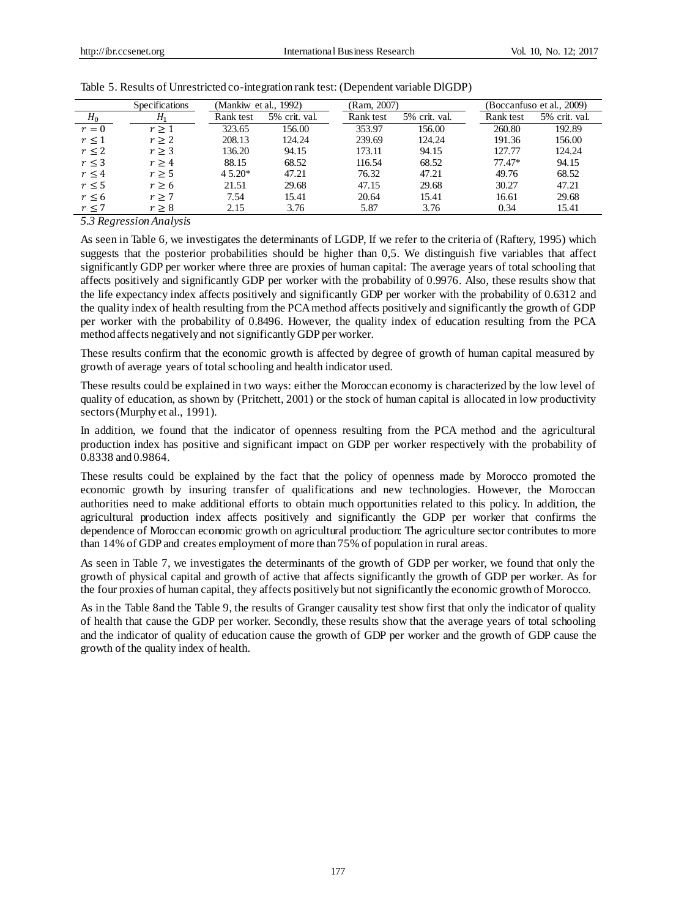Table 5. Results of Unrestricted co-integration rank test: (Dependent variable DlGDP)

| Specifications | | (Mankiw et al., 1992) | | (Ram, 2007) | | (Boccanfuso et al., 2009) | |
|---|---|---|---|---|---|---|---|
| $H_0$ | $H_1$ | Rank test | 5% crit. val. | Rank test | 5% crit. val. | Rank test | 5% crit. val. |
| $r = 0$ | $r \geq 1$ | 323.65 | 156.00 | 353.97 | 156.00 | 260.80 | 192.89 |
| $r \leq 1$ | $r \geq 2$ | 208.13 | 124.24 | 239.69 | 124.24 | 191.36 | 156.00 |
| $r \leq 2$ | $r \geq 3$ | 136.20 | 94.15 | 173.11 | 94.15 | 127.77 | 124.24 |
| $r \leq 3$ | $r \geq 4$ | 88.15 | 68.52 | 116.54 | 68.52 | 77.47* | 94.15 |
| $r \leq 4$ | $r \geq 5$ | 4 5.20* | 47.21 | 76.32 | 47.21 | 49.76 | 68.52 |
| $r \leq 5$ | $r \geq 6$ | 21.51 | 29.68 | 47.15 | 29.68 | 30.27 | 47.21 |
| $r \leq 6$ | $r \geq 7$ | 7.54 | 15.41 | 20.64 | 15.41 | 16.61 | 29.68 |
| $r \leq 7$ | $r \geq 8$ | 2.15 | 3.76 | 5.87 | 3.76 | 0.34 | 15.41 |

### 5.3 Regression Analysis

As seen in Table 6, we investigates the determinants of LGDP, If we refer to the criteria of (Raftery, 1995) which suggests that the posterior probabilities should be higher than 0,5. We distinguish five variables that affect significantly GDP per worker where three are proxies of human capital: The average years of total schooling that affects positively and significantly GDP per worker with the probability of 0.9976. Also, these results show that the life expectancy index affects positively and significantly GDP per worker with the probability of 0.6312 and the quality index of health resulting from the PCA method affects positively and significantly the growth of GDP per worker with the probability of 0.8496. However, the quality index of education resulting from the PCA method affects negatively and not significantly GDP per worker.

These results confirm that the economic growth is affected by degree of growth of human capital measured by growth of average years of total schooling and health indicator used.

These results could be explained in two ways: either the Moroccan economy is characterized by the low level of quality of education, as shown by (Pritchett, 2001) or the stock of human capital is allocated in low productivity sectors (Murphy et al., 1991).

In addition, we found that the indicator of openness resulting from the PCA method and the agricultural production index has positive and significant impact on GDP per worker respectively with the probability of 0.8338 and 0.9864.

These results could be explained by the fact that the policy of openness made by Morocco promoted the economic growth by insuring transfer of qualifications and new technologies. However, the Moroccan authorities need to make additional efforts to obtain much opportunities related to this policy. In addition, the agricultural production index affects positively and significantly the GDP per worker that confirms the dependence of Moroccan economic growth on agricultural production: The agriculture sector contributes to more than 14% of GDP and creates employment of more than 75% of population in rural areas.

As seen in Table 7, we investigates the determinants of the growth of GDP per worker, we found that only the growth of physical capital and growth of active that affects significantly the growth of GDP per worker. As for the four proxies of human capital, they affects positively but not significantly the economic growth of Morocco.

As in the Table 8and the Table 9, the results of Granger causality test show first that only the indicator of quality of health that cause the GDP per worker. Secondly, these results show that the average years of total schooling and the indicator of quality of education cause the growth of GDP per worker and the growth of GDP cause the growth of the quality index of health.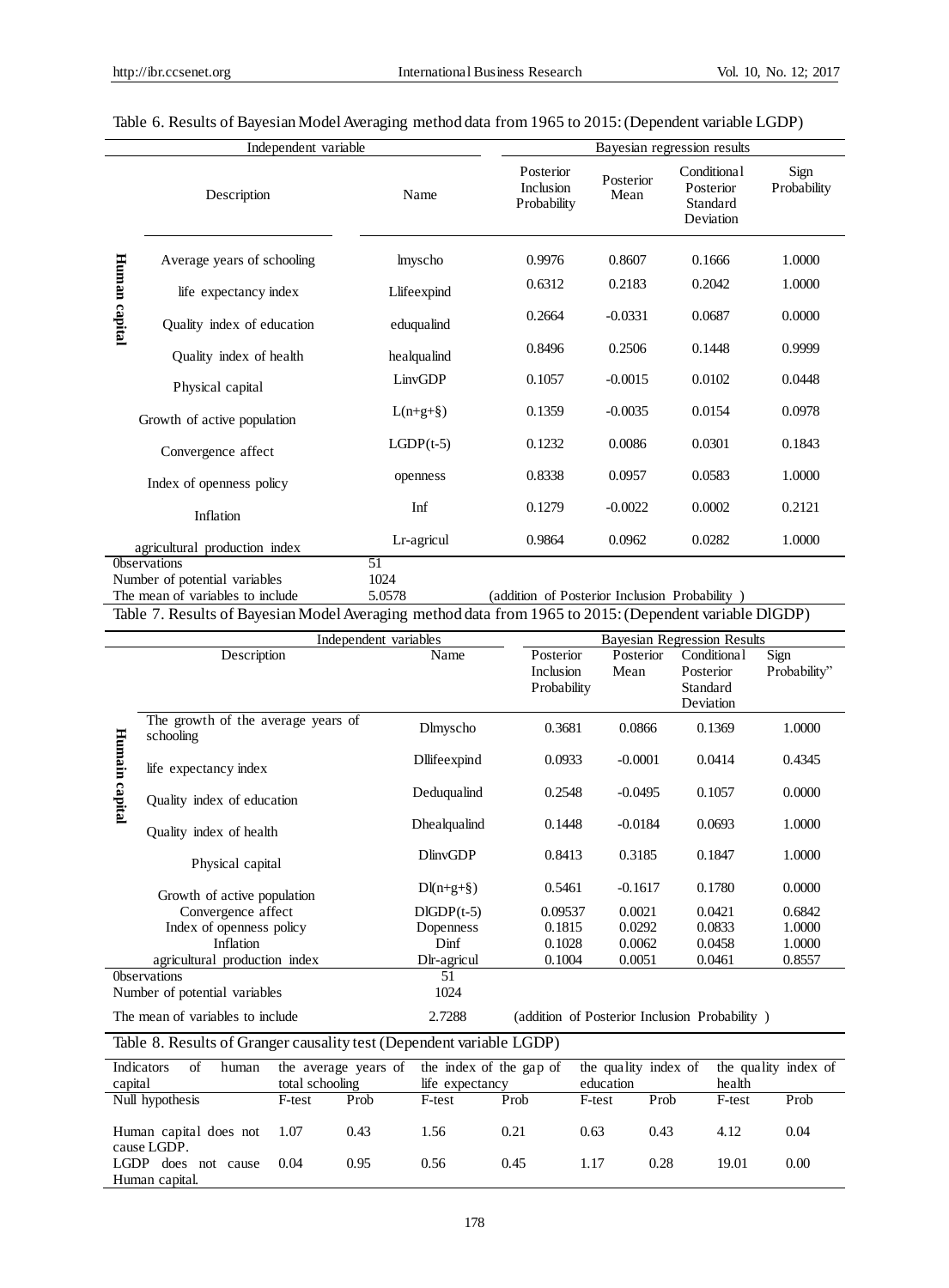Table 6. Results of Bayesian Model Averaging method data from 1965 to 2015: (Dependent variable LGDP)

| | Independent variable | | Bayesian regression results | | | |
|---|---|---|---|---|---|---|
| | Description | Name | Posterior Inclusion Probability | Posterior Mean | Conditional Posterior Standard Deviation | Sign Probability |
| Human capital | Average years of schooling | lmyscho | 0.9976 | 0.8607 | 0.1666 | 1.0000 |
| | life expectancy index | Llifeexpind | 0.6312 | 0.2183 | 0.2042 | 1.0000 |
| | Quality index of education | eduqualind | 0.2664 | -0.0331 | 0.0687 | 0.0000 |
| | Quality index of health | healqualind | 0.8496 | 0.2506 | 0.1448 | 0.9999 |
| | Physical capital | LinvGDP | 0.1057 | -0.0015 | 0.0102 | 0.0448 |
| | Growth of active population | L(n+g+§) | 0.1359 | -0.0035 | 0.0154 | 0.0978 |
| | Convergence affect | LGDP(t-5) | 0.1232 | 0.0086 | 0.0301 | 0.1843 |
| | Index of openness policy | openness | 0.8338 | 0.0957 | 0.0583 | 1.0000 |
| | Inflation | Inf | 0.1279 | -0.0022 | 0.0002 | 0.2121 |
| | agricultural production index | Lr-agricul | 0.9864 | 0.0962 | 0.0282 | 1.0000 |
| | 0bservations | 51 | | | | |
| | Number of potential variables | 1024 | | | | |
| | The mean of variables to include | 5.0578 | (addition of Posterior Inclusion Probability ) | | | |

Table 7. Results of Bayesian Model Averaging method data from 1965 to 2015: (Dependent variable DlGDP)

| | Independent variables | | Bayesian Regression Results | | | |
|---|---|---|---|---|---|---|
| | Description | Name | Posterior Inclusion Probability | Posterior Mean | Conditional Posterior Standard Deviation | Sign Probability" |
| Humain capital | The growth of the average years of schooling | Dlmyscho | 0.3681 | 0.0866 | 0.1369 | 1.0000 |
| | life expectancy index | Dllifeexpind | 0.0933 | -0.0001 | 0.0414 | 0.4345 |
| | Quality index of education | Deduqualind | 0.2548 | -0.0495 | 0.1057 | 0.0000 |
| | Quality index of health | Dhealqualind | 0.1448 | -0.0184 | 0.0693 | 1.0000 |
| | Physical capital | DlinvGDP | 0.8413 | 0.3185 | 0.1847 | 1.0000 |
| | Growth of active population | Dl(n+g+§) | 0.5461 | -0.1617 | 0.1780 | 0.0000 |
| | Convergence affect | DlGDP(t-5) | 0.09537 | 0.0021 | 0.0421 | 0.6842 |
| | Index of openness policy | Dopenness | 0.1815 | 0.0292 | 0.0833 | 1.0000 |
| | Inflation | Dinf | 0.1028 | 0.0062 | 0.0458 | 1.0000 |
| | agricultural production index | Dlr-agricul | 0.1004 | 0.0051 | 0.0461 | 0.8557 |
| | 0bservations | 51 | | | | |
| | Number of potential variables | 1024 | | | | |
| | The mean of variables to include | 2.7288 | (addition of Posterior Inclusion Probability ) | | | |

Table 8. Results of Granger causality test (Dependent variable LGDP)

| Indicators of human capital | the average years of total schooling | | the index of the gap of life expectancy | | the quality index of education | | the quality index of health | |
|---|---|---|---|---|---|---|---|---|
| Null hypothesis | F-test | Prob | F-test | Prob | F-test | Prob | F-test | Prob |
| Human capital does not cause LGDP. | 1.07 | 0.43 | 1.56 | 0.21 | 0.63 | 0.43 | 4.12 | 0.04 |
| LGDP does not cause Human capital. | 0.04 | 0.95 | 0.56 | 0.45 | 1.17 | 0.28 | 19.01 | 0.00 |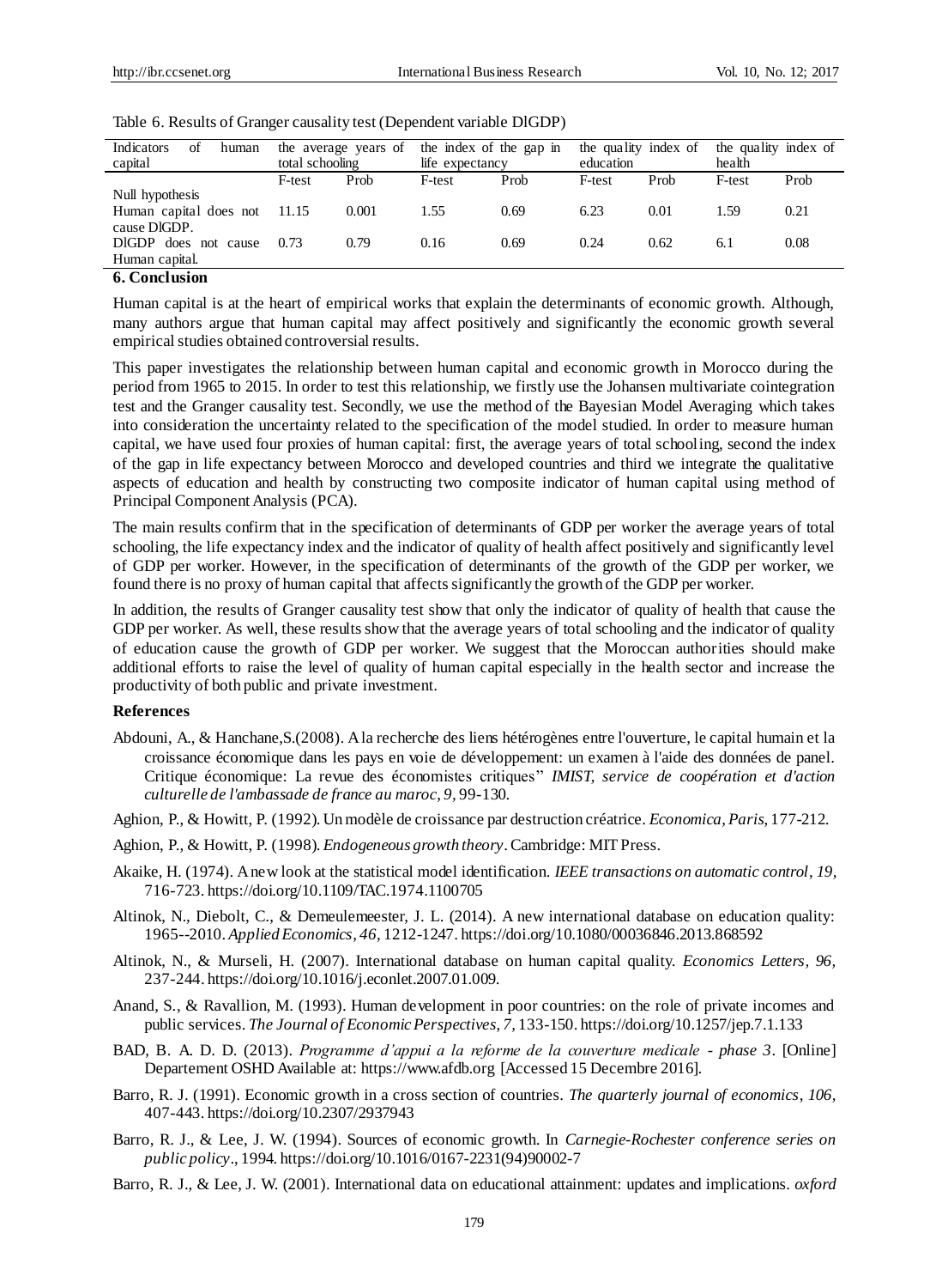Table 6. Results of Granger causality test (Dependent variable DlGDP)

| Indicators of human capital | the average years of total schooling | | the index of the gap in life expectancy | | the quality index of education | | the quality index of health | |
|---|---|---|---|---|---|---|---|---|
| | F-test | Prob | F-test | Prob | F-test | Prob | F-test | Prob |
| Null hypothesis | | | | | | | | |
| Human capital does not cause DlGDP. | 11.15 | 0.001 | 1.55 | 0.69 | 6.23 | 0.01 | 1.59 | 0.21 |
| DlGDP does not cause Human capital. | 0.73 | 0.79 | 0.16 | 0.69 | 0.24 | 0.62 | 6.1 | 0.08 |

## 6. Conclusion

Human capital is at the heart of empirical works that explain the determinants of economic growth. Although, many authors argue that human capital may affect positively and significantly the economic growth several empirical studies obtained controversial results.

This paper investigates the relationship between human capital and economic growth in Morocco during the period from 1965 to 2015. In order to test this relationship, we firstly use the Johansen multivariate cointegration test and the Granger causality test. Secondly, we use the method of the Bayesian Model Averaging which takes into consideration the uncertainty related to the specification of the model studied. In order to measure human capital, we have used four proxies of human capital: first, the average years of total schooling, second the index of the gap in life expectancy between Morocco and developed countries and third we integrate the qualitative aspects of education and health by constructing two composite indicator of human capital using method of Principal Component Analysis (PCA).

The main results confirm that in the specification of determinants of GDP per worker the average years of total schooling, the life expectancy index and the indicator of quality of health affect positively and significantly level of GDP per worker. However, in the specification of determinants of the growth of the GDP per worker, we found there is no proxy of human capital that affects significantly the growth of the GDP per worker.

In addition, the results of Granger causality test show that only the indicator of quality of health that cause the GDP per worker. As well, these results show that the average years of total schooling and the indicator of quality of education cause the growth of GDP per worker. We suggest that the Moroccan authorities should make additional efforts to raise the level of quality of human capital especially in the health sector and increase the productivity of both public and private investment.

### References

Abdouni, A., & Hanchane,S.(2008). A la recherche des liens hétérogènes entre l'ouverture, le capital humain et la croissance économique dans les pays en voie de développement: un examen à l'aide des données de panel. Critique économique: La revue des économistes critiques" *IMIST, service de coopération et d'action culturelle de l'ambassade de france au maroc*, *9*, 99-130.

Aghion, P., & Howitt, P. (1992). Un modèle de croissance par destruction créatrice. *Economica, Paris*, 177-212.

Aghion, P., & Howitt, P. (1998). *Endogeneous growth theory*. Cambridge: MIT Press.

Akaike, H. (1974). A new look at the statistical model identification. *IEEE transactions on automatic control*, *19*, 716-723. https://doi.org/10.1109/TAC.1974.1100705

Altinok, N., Diebolt, C., & Demeulemeester, J. L. (2014). A new international database on education quality: 1965--2010. *Applied Economics*, *46*, 1212-1247. https://doi.org/10.1080/00036846.2013.868592

Altinok, N., & Murseli, H. (2007). International database on human capital quality. *Economics Letters*, *96*, 237-244. https://doi.org/10.1016/j.econlet.2007.01.009.

Anand, S., & Ravallion, M. (1993). Human development in poor countries: on the role of private incomes and public services. *The Journal of Economic Perspectives*, *7*, 133-150. https://doi.org/10.1257/jep.7.1.133

BAD, B. A. D. D. (2013). *Programme d'appui a la reforme de la couverture medicale - phase 3*. [Online] Departement OSHD Available at: https://www.afdb.org [Accessed 15 Decembre 2016].

Barro, R. J. (1991). Economic growth in a cross section of countries. *The quarterly journal of economics*, *106*, 407-443. https://doi.org/10.2307/2937943

Barro, R. J., & Lee, J. W. (1994). Sources of economic growth. In *Carnegie-Rochester conference series on public policy*., 1994. https://doi.org/10.1016/0167-2231(94)90002-7

Barro, R. J., & Lee, J. W. (2001). International data on educational attainment: updates and implications. *oxford*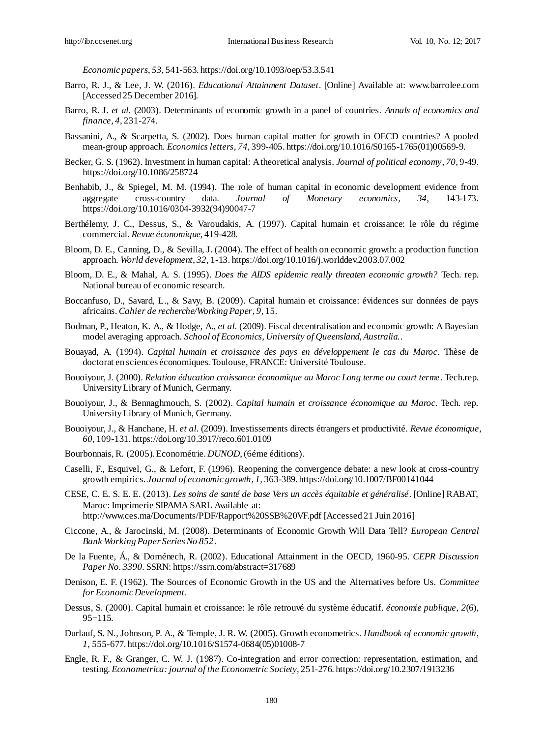*Economic papers*, *53*, 541-563. https://doi.org/10.1093/oep/53.3.541

Barro, R. J., & Lee, J. W. (2016). *Educational Attainment Dataset*. [Online] Available at: www.barrolee.com [Accessed 25 December 2016].

Barro, R. J. *et al.* (2003). Determinants of economic growth in a panel of countries. *Annals of economics and finance*, *4*, 231-274.

Bassanini, A., & Scarpetta, S. (2002). Does human capital matter for growth in OECD countries? A pooled mean-group approach. *Economics letters*, *74*, 399-405. https://doi.org/10.1016/S0165-1765(01)00569-9.

Becker, G. S. (1962). Investment in human capital: A theoretical analysis. *Journal of political economy*, *70*, 9-49. https://doi.org/10.1086/258724

Benhabib, J., & Spiegel, M. M. (1994). The role of human capital in economic development evidence from aggregate cross-country data. *Journal of Monetary economics*, *34*, 143-173. https://doi.org/10.1016/0304-3932(94)90047-7

Berthélemy, J. C., Dessus, S., & Varoudakis, A. (1997). Capital humain et croissance: le rôle du régime commercial. *Revue économique*, 419-428.

Bloom, D. E., Canning, D., & Sevilla, J. (2004). The effect of health on economic growth: a production function approach. *World development*, *32*, 1-13. https://doi.org/10.1016/j.worlddev.2003.07.002

Bloom, D. E., & Mahal, A. S. (1995). *Does the AIDS epidemic really threaten economic growth?* Tech. rep. National bureau of economic research.

Boccanfuso, D., Savard, L., & Savy, B. (2009). Capital humain et croissance: évidences sur données de pays africains. *Cahier de recherche/Working Paper*, *9*, 15.

Bodman, P., Heaton, K. A., & Hodge, A., *et al.* (2009). Fiscal decentralisation and economic growth: A Bayesian model averaging approach. *School of Economics, University of Queensland, Australia.*.

Bouayad, A. (1994). *Capital humain et croissance des pays en développement le cas du Maroc*. Thèse de doctorat en sciences économiques. Toulouse, FRANCE: Université Toulouse.

Bouoiyour, J. (2000). *Relation éducation croissance économique au Maroc Long terme ou court terme*. Tech.rep. University Library of Munich, Germany.

Bouoiyour, J., & Bennaghmouch, S. (2002). *Capital humain et croissance économique au Maroc*. Tech. rep. University Library of Munich, Germany.

Bouoiyour, J., & Hanchane, H. *et al.* (2009). Investissements directs étrangers et productivité. *Revue économique*, *60*, 109-131. https://doi.org/10.3917/reco.601.0109

Bourbonnais, R. (2005). Econométrie. *DUNOD*, (6éme éditions).

Caselli, F., Esquivel, G., & Lefort, F. (1996). Reopening the convergence debate: a new look at cross-country growth empirics. *Journal of economic growth*, *1*, 363-389. https://doi.org/10.1007/BF00141044

CESE, C. E. S. E. E. (2013). *Les soins de santé de base Vers un accès équitable et généralisé*. [Online] RABAT, Maroc: Imprimerie SIPAMA SARL Available at: http://www.ces.ma/Documents/PDF/Rapport%20SSB%20VF.pdf [Accessed 21 Juin 2016]

Ciccone, A., & Jarocinski, M. (2008). Determinants of Economic Growth Will Data Tell? *European Central Bank Working Paper Series No 852*.

De la Fuente, Á., & Doménech, R. (2002). Educational Attainment in the OECD, 1960-95. *CEPR Discussion Paper No. 3390*. SSRN: https://ssrn.com/abstract=317689

Denison, E. F. (1962). The Sources of Economic Growth in the US and the Alternatives before Us. *Committee for Economic Development.*

Dessus, S. (2000). Capital humain et croissance: le rôle retrouvé du système éducatif. *économie publique*, *2*(6), 95–115.

Durlauf, S. N., Johnson, P. A., & Temple, J. R. W. (2005). Growth econometrics. *Handbook of economic growth*, *1*, 555-677. https://doi.org/10.1016/S1574-0684(05)01008-7

Engle, R. F., & Granger, C. W. J. (1987). Co-integration and error correction: representation, estimation, and testing. *Econometrica: journal of the Econometric Society*, 251-276. https://doi.org/10.2307/1913236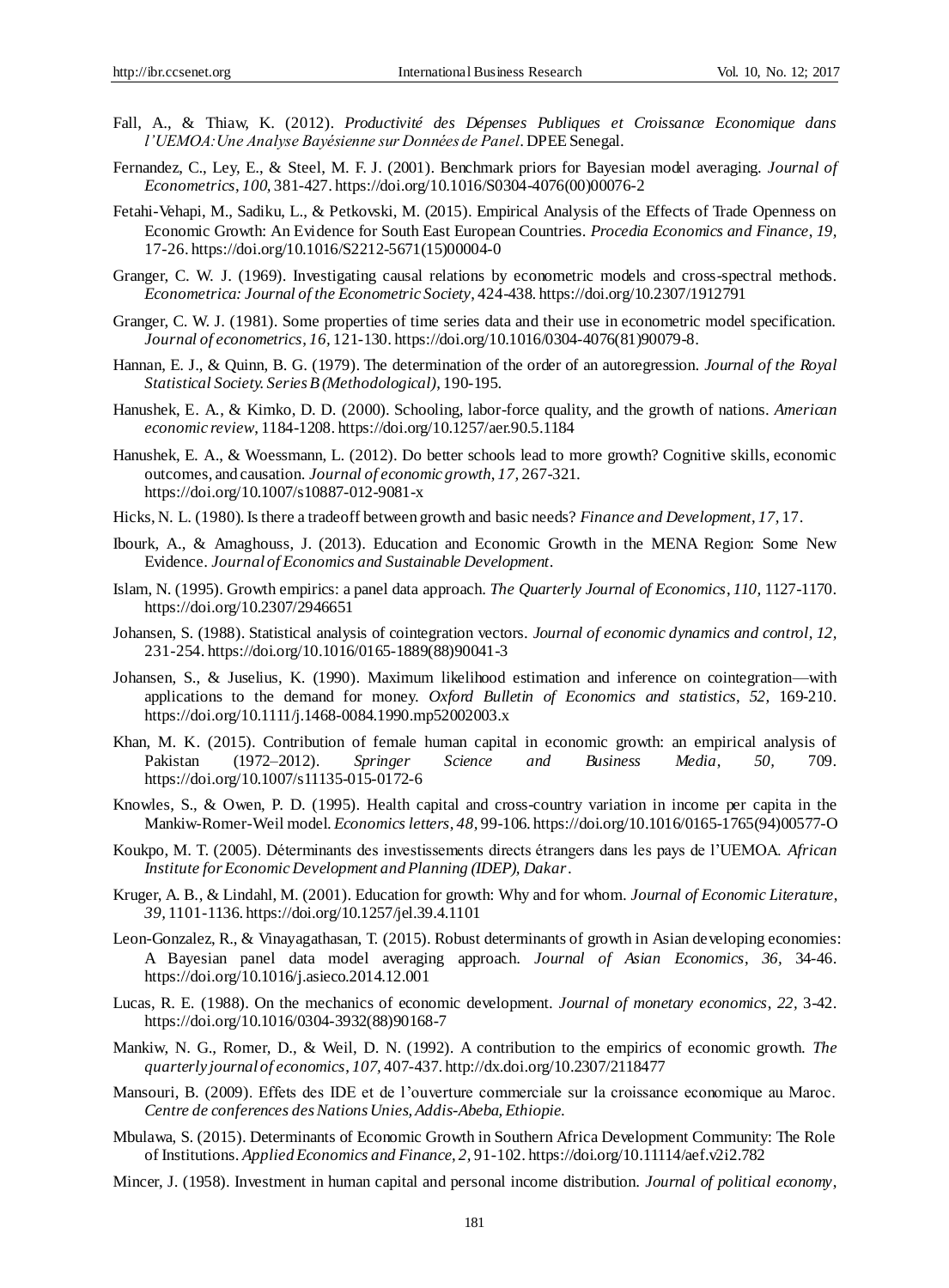Fall, A., & Thiaw, K. (2012). *Productivité des Dépenses Publiques et Croissance Economique dans l'UEMOA: Une Analyse Bayésienne sur Données de Panel*. DPEE Senegal.

Fernandez, C., Ley, E., & Steel, M. F. J. (2001). Benchmark priors for Bayesian model averaging. *Journal of Econometrics*, *100,* 381-427. https://doi.org/10.1016/S0304-4076(00)00076-2

Fetahi-Vehapi, M., Sadiku, L., & Petkovski, M. (2015). Empirical Analysis of the Effects of Trade Openness on Economic Growth: An Evidence for South East European Countries. *Procedia Economics and Finance*, *19,* 17-26. https://doi.org/10.1016/S2212-5671(15)00004-0

Granger, C. W. J. (1969). Investigating causal relations by econometric models and cross-spectral methods. *Econometrica: Journal of the Econometric Society*, 424-438. https://doi.org/10.2307/1912791

Granger, C. W. J. (1981). Some properties of time series data and their use in econometric model specification. *Journal of econometrics*, *16,* 121-130. https://doi.org/10.1016/0304-4076(81)90079-8.

Hannan, E. J., & Quinn, B. G. (1979). The determination of the order of an autoregression. *Journal of the Royal Statistical Society. Series B (Methodological)*, 190-195.

Hanushek, E. A., & Kimko, D. D. (2000). Schooling, labor-force quality, and the growth of nations. *American economic review*, 1184-1208. https://doi.org/10.1257/aer.90.5.1184

Hanushek, E. A., & Woessmann, L. (2012). Do better schools lead to more growth? Cognitive skills, economic outcomes, and causation. *Journal of economic growth*, *17,* 267-321. https://doi.org/10.1007/s10887-012-9081-x

Hicks, N. L. (1980). Is there a tradeoff between growth and basic needs? *Finance and Development*, *17,* 17.

Ibourk, A., & Amaghouss, J. (2013). Education and Economic Growth in the MENA Region: Some New Evidence. *Journal of Economics and Sustainable Development*.

Islam, N. (1995). Growth empirics: a panel data approach. *The Quarterly Journal of Economics*, *110,* 1127-1170. https://doi.org/10.2307/2946651

Johansen, S. (1988). Statistical analysis of cointegration vectors. *Journal of economic dynamics and control*, *12,* 231-254. https://doi.org/10.1016/0165-1889(88)90041-3

Johansen, S., & Juselius, K. (1990). Maximum likelihood estimation and inference on cointegration—with applications to the demand for money. *Oxford Bulletin of Economics and statistics*, *52,* 169-210. https://doi.org/10.1111/j.1468-0084.1990.mp52002003.x

Khan, M. K. (2015). Contribution of female human capital in economic growth: an empirical analysis of Pakistan (1972–2012). *Springer Science and Business Media*, *50,* 709. https://doi.org/10.1007/s11135-015-0172-6

Knowles, S., & Owen, P. D. (1995). Health capital and cross-country variation in income per capita in the Mankiw-Romer-Weil model. *Economics letters*, *48,* 99-106. https://doi.org/10.1016/0165-1765(94)00577-O

Koukpo, M. T. (2005). Déterminants des investissements directs étrangers dans les pays de l'UEMOA. *African Institute for Economic Development and Planning (IDEP), Dakar*.

Kruger, A. B., & Lindahl, M. (2001). Education for growth: Why and for whom. *Journal of Economic Literature*, *39,* 1101-1136. https://doi.org/10.1257/jel.39.4.1101

Leon-Gonzalez, R., & Vinayagathasan, T. (2015). Robust determinants of growth in Asian developing economies: A Bayesian panel data model averaging approach. *Journal of Asian Economics*, *36,* 34-46. https://doi.org/10.1016/j.asieco.2014.12.001

Lucas, R. E. (1988). On the mechanics of economic development. *Journal of monetary economics*, *22,* 3-42. https://doi.org/10.1016/0304-3932(88)90168-7

Mankiw, N. G., Romer, D., & Weil, D. N. (1992). A contribution to the empirics of economic growth. *The quarterly journal of economics*, *107,* 407-437. http://dx.doi.org/10.2307/2118477

Mansouri, B. (2009). Effets des IDE et de l'ouverture commerciale sur la croissance economique au Maroc. *Centre de conferences des Nations Unies, Addis-Abeba, Ethiopie.*

Mbulawa, S. (2015). Determinants of Economic Growth in Southern Africa Development Community: The Role of Institutions. *Applied Economics and Finance*, *2,* 91-102. https://doi.org/10.11114/aef.v2i2.782

Mincer, J. (1958). Investment in human capital and personal income distribution. *Journal of political economy*,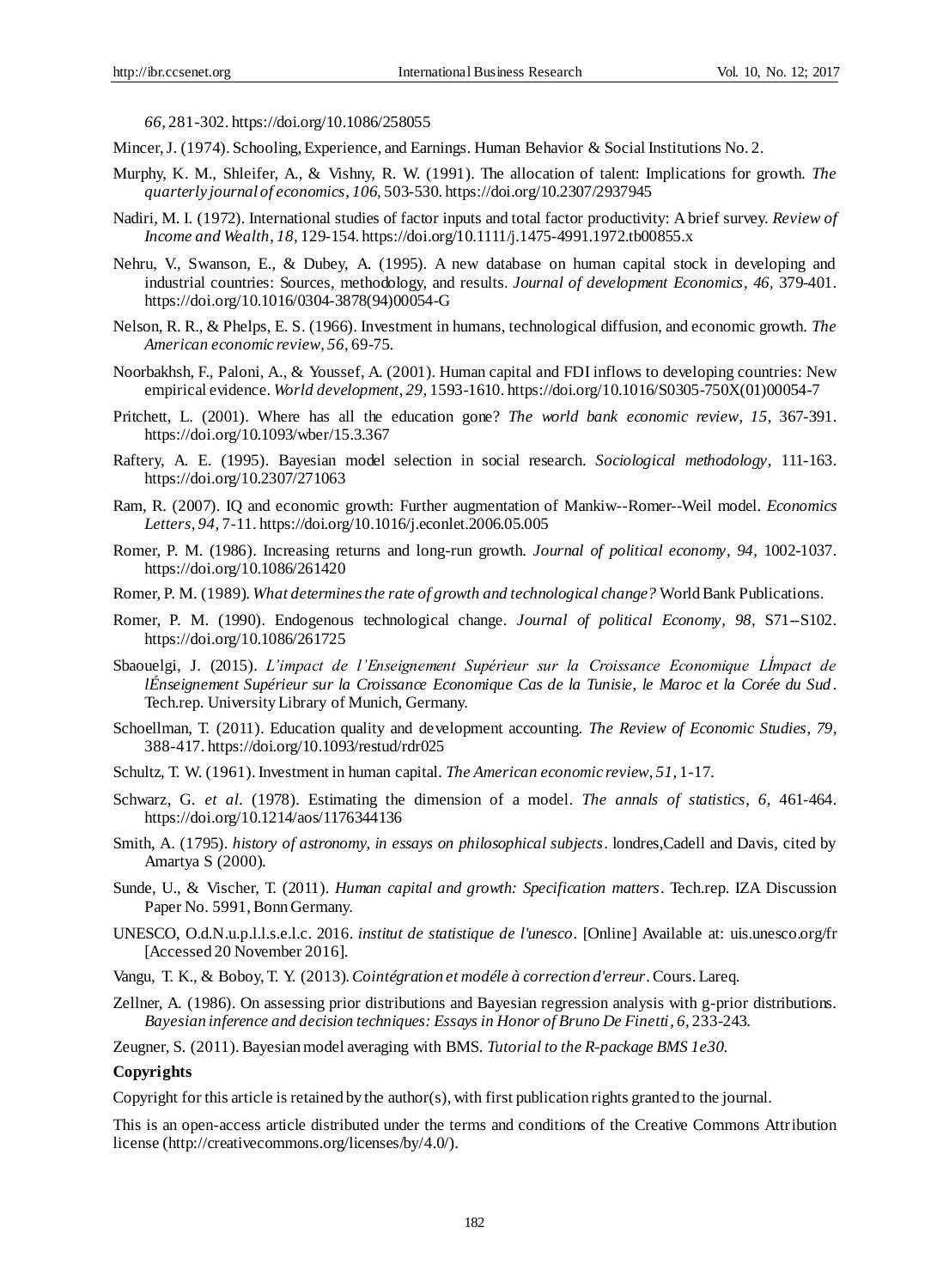*66*, 281-302. https://doi.org/10.1086/258055

Mincer, J. (1974). Schooling, Experience, and Earnings. Human Behavior & Social Institutions No. 2.

Murphy, K. M., Shleifer, A., & Vishny, R. W. (1991). The allocation of talent: Implications for growth. *The quarterly journal of economics*, *106*, 503-530. https://doi.org/10.2307/2937945

Nadiri, M. I. (1972). International studies of factor inputs and total factor productivity: A brief survey. *Review of Income and Wealth*, *18*, 129-154. https://doi.org/10.1111/j.1475-4991.1972.tb00855.x

Nehru, V., Swanson, E., & Dubey, A. (1995). A new database on human capital stock in developing and industrial countries: Sources, methodology, and results. *Journal of development Economics*, *46*, 379-401. https://doi.org/10.1016/0304-3878(94)00054-G

Nelson, R. R., & Phelps, E. S. (1966). Investment in humans, technological diffusion, and economic growth. *The American economic review*, *56*, 69-75.

Noorbakhsh, F., Paloni, A., & Youssef, A. (2001). Human capital and FDI inflows to developing countries: New empirical evidence. *World development*, *29*, 1593-1610. https://doi.org/10.1016/S0305-750X(01)00054-7

Pritchett, L. (2001). Where has all the education gone? *The world bank economic review, 15*, 367-391. https://doi.org/10.1093/wber/15.3.367

Raftery, A. E. (1995). Bayesian model selection in social research. *Sociological methodology*, 111-163. https://doi.org/10.2307/271063

Ram, R. (2007). IQ and economic growth: Further augmentation of Mankiw--Romer--Weil model. *Economics Letters*, *94*, 7-11. https://doi.org/10.1016/j.econlet.2006.05.005

Romer, P. M. (1986). Increasing returns and long-run growth. *Journal of political economy*, *94*, 1002-1037. https://doi.org/10.1086/261420

Romer, P. M. (1989). *What determines the rate of growth and technological change?* World Bank Publications.

Romer, P. M. (1990). Endogenous technological change. *Journal of political Economy*, *98*, S71--S102. https://doi.org/10.1086/261725

Sbaouelgi, J. (2015). *L'impact de l'Enseignement Supérieur sur la Croissance Economique LÍmpact de lÉnseignement Supérieur sur la Croissance Economique Cas de la Tunisie, le Maroc et la Corée du Sud*. Tech.rep. University Library of Munich, Germany.

Schoellman, T. (2011). Education quality and development accounting. *The Review of Economic Studies*, *79*, 388-417. https://doi.org/10.1093/restud/rdr025

Schultz, T. W. (1961). Investment in human capital. *The American economic review*, *51*, 1-17.

Schwarz, G. *et al.* (1978). Estimating the dimension of a model. *The annals of statistics*, *6*, 461-464. https://doi.org/10.1214/aos/1176344136

Smith, A. (1795). *history of astronomy, in essays on philosophical subjects*. londres,Cadell and Davis, cited by Amartya S (2000).

Sunde, U., & Vischer, T. (2011). *Human capital and growth: Specification matters*. Tech.rep. IZA Discussion Paper No. 5991, Bonn Germany.

UNESCO, O.d.N.u.p.l.l.s.e.l.c. 2016. *institut de statistique de l'unesco*. [Online] Available at: uis.unesco.org/fr [Accessed 20 November 2016].

Vangu, T. K., & Boboy, T. Y. (2013). *Cointégration et modéle à correction d'erreur*. Cours. Lareq.

Zellner, A. (1986). On assessing prior distributions and Bayesian regression analysis with g-prior distributions. *Bayesian inference and decision techniques: Essays in Honor of Bruno De Finetti*, *6*, 233-243.

Zeugner, S. (2011). Bayesian model averaging with BMS. *Tutorial to the R-package BMS 1e30*.

**Copyrights**

Copyright for this article is retained by the author(s), with first publication rights granted to the journal.

This is an open-access article distributed under the terms and conditions of the Creative Commons Attribution license (http://creativecommons.org/licenses/by/4.0/).